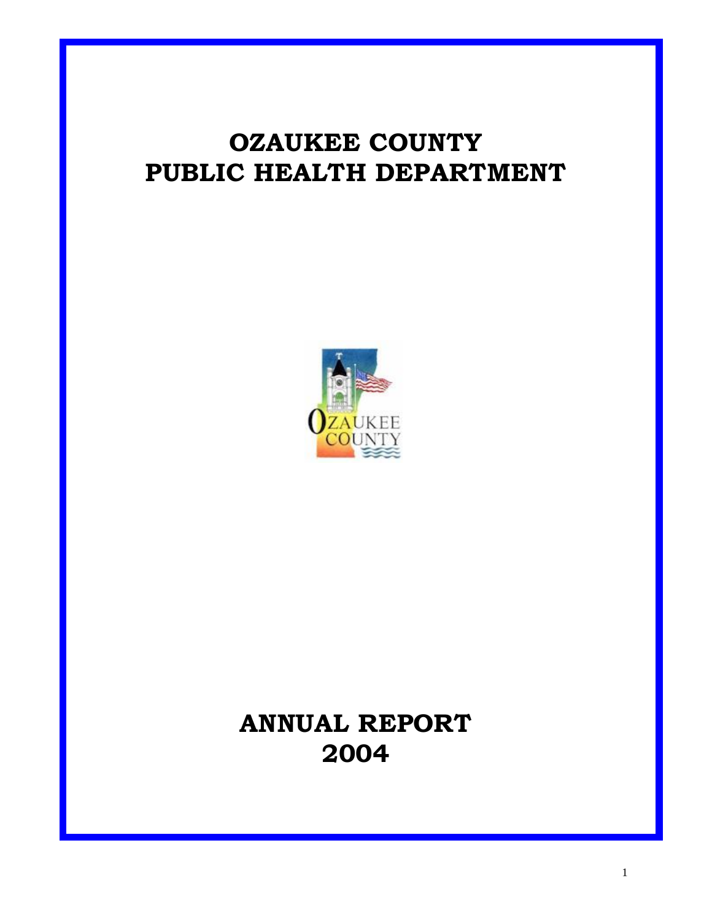# OZAUKEE COUNTY
# PUBLIC HEALTH DEPARTMENT

# ANNUAL REPORT
# 2004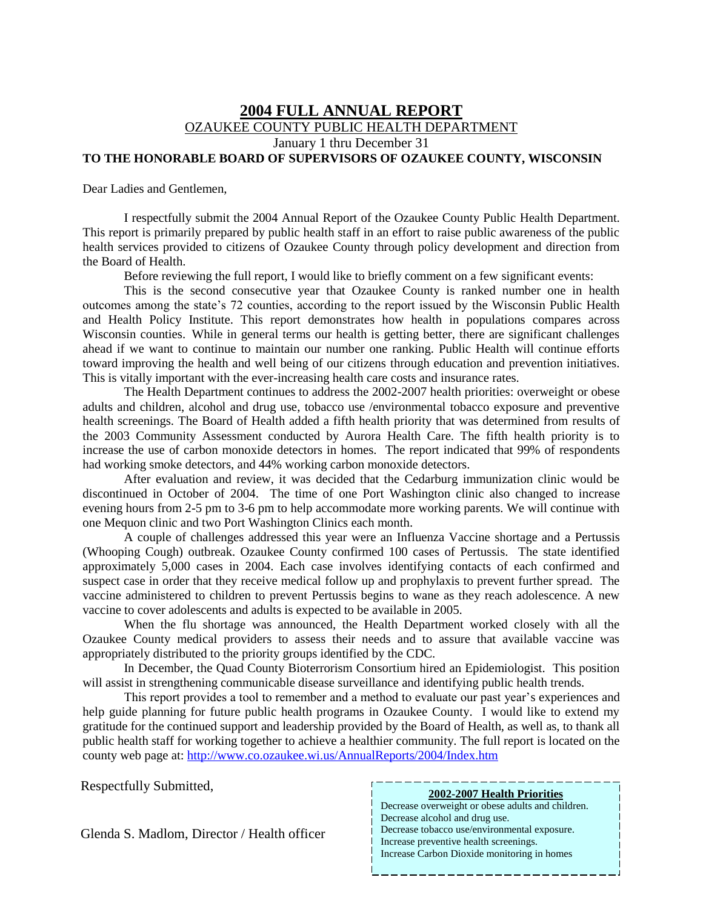# 2004 FULL ANNUAL REPORT

OZAUKEE COUNTY PUBLIC HEALTH DEPARTMENT

January 1 thru December 31

**TO THE HONORABLE BOARD OF SUPERVISORS OF OZAUKEE COUNTY, WISCONSIN**

Dear Ladies and Gentlemen,

I respectfully submit the 2004 Annual Report of the Ozaukee County Public Health Department. This report is primarily prepared by public health staff in an effort to raise public awareness of the public health services provided to citizens of Ozaukee County through policy development and direction from the Board of Health.

Before reviewing the full report, I would like to briefly comment on a few significant events:

This is the second consecutive year that Ozaukee County is ranked number one in health outcomes among the state's 72 counties, according to the report issued by the Wisconsin Public Health and Health Policy Institute. This report demonstrates how health in populations compares across Wisconsin counties. While in general terms our health is getting better, there are significant challenges ahead if we want to continue to maintain our number one ranking. Public Health will continue efforts toward improving the health and well being of our citizens through education and prevention initiatives. This is vitally important with the ever-increasing health care costs and insurance rates.

The Health Department continues to address the 2002-2007 health priorities: overweight or obese adults and children, alcohol and drug use, tobacco use /environmental tobacco exposure and preventive health screenings. The Board of Health added a fifth health priority that was determined from results of the 2003 Community Assessment conducted by Aurora Health Care. The fifth health priority is to increase the use of carbon monoxide detectors in homes. The report indicated that 99% of respondents had working smoke detectors, and 44% working carbon monoxide detectors.

After evaluation and review, it was decided that the Cedarburg immunization clinic would be discontinued in October of 2004. The time of one Port Washington clinic also changed to increase evening hours from 2-5 pm to 3-6 pm to help accommodate more working parents. We will continue with one Mequon clinic and two Port Washington Clinics each month.

A couple of challenges addressed this year were an Influenza Vaccine shortage and a Pertussis (Whooping Cough) outbreak. Ozaukee County confirmed 100 cases of Pertussis. The state identified approximately 5,000 cases in 2004. Each case involves identifying contacts of each confirmed and suspect case in order that they receive medical follow up and prophylaxis to prevent further spread. The vaccine administered to children to prevent Pertussis begins to wane as they reach adolescence. A new vaccine to cover adolescents and adults is expected to be available in 2005.

When the flu shortage was announced, the Health Department worked closely with all the Ozaukee County medical providers to assess their needs and to assure that available vaccine was appropriately distributed to the priority groups identified by the CDC.

In December, the Quad County Bioterrorism Consortium hired an Epidemiologist. This position will assist in strengthening communicable disease surveillance and identifying public health trends.

This report provides a tool to remember and a method to evaluate our past year's experiences and help guide planning for future public health programs in Ozaukee County. I would like to extend my gratitude for the continued support and leadership provided by the Board of Health, as well as, to thank all public health staff for working together to achieve a healthier community. The full report is located on the county web page at: http://www.co.ozaukee.wi.us/AnnualReports/2004/Index.htm

Respectfully Submitted,

Glenda S. Madlom, Director / Health officer

**2002-2007 Health Priorities**

- Decrease overweight or obese adults and children.
- Decrease alcohol and drug use.
- Decrease tobacco use/environmental exposure.
- Increase preventive health screenings.
- Increase Carbon Dioxide monitoring in homes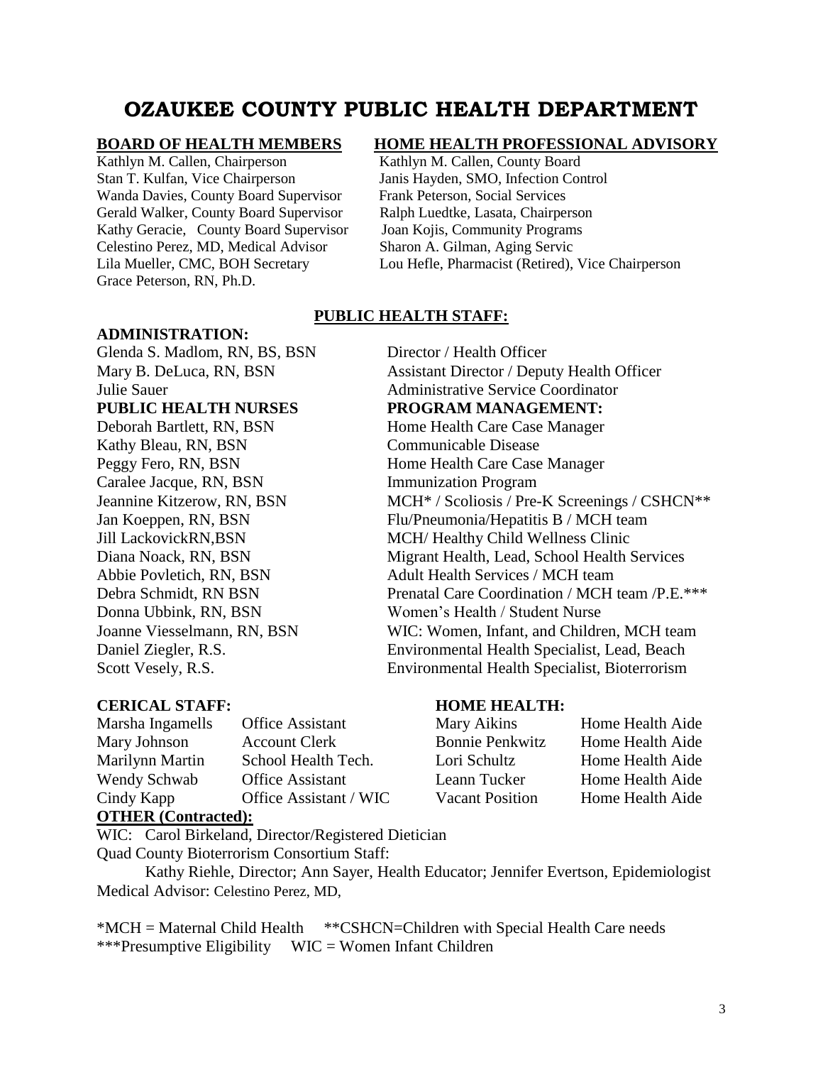# OZAUKEE COUNTY PUBLIC HEALTH DEPARTMENT

## BOARD OF HEALTH MEMBERS

Kathlyn M. Callen, Chairperson
Stan T. Kulfan, Vice Chairperson
Wanda Davies, County Board Supervisor
Gerald Walker, County Board Supervisor
Kathy Geracie, County Board Supervisor
Celestino Perez, MD, Medical Advisor
Lila Mueller, CMC, BOH Secretary
Grace Peterson, RN, Ph.D.

## HOME HEALTH PROFESSIONAL ADVISORY

Kathlyn M. Callen, County Board
Janis Hayden, SMO, Infection Control
Frank Peterson, Social Services
Ralph Luedtke, Lasata, Chairperson
Joan Kojis, Community Programs
Sharon A. Gilman, Aging Servic
Lou Hefle, Pharmacist (Retired), Vice Chairperson

## PUBLIC HEALTH STAFF:

### ADMINISTRATION:

| | |
|---|---|
| Glenda S. Madlom, RN, BS, BSN | Director / Health Officer |
| Mary B. DeLuca, RN, BSN | Assistant Director / Deputy Health Officer |
| Julie Sauer | Administrative Service Coordinator |
| **PUBLIC HEALTH NURSES** | **PROGRAM MANAGEMENT:** |
| Deborah Bartlett, RN, BSN | Home Health Care Case Manager |
| Kathy Bleau, RN, BSN | Communicable Disease |
| Peggy Fero, RN, BSN | Home Health Care Case Manager |
| Caralee Jacque, RN, BSN | Immunization Program |
| Jeannine Kitzerow, RN, BSN | MCH* / Scoliosis / Pre-K Screenings / CSHCN** |
| Jan Koeppen, RN, BSN | Flu/Pneumonia/Hepatitis B / MCH team |
| Jill LackovickRN,BSN | MCH/ Healthy Child Wellness Clinic |
| Diana Noack, RN, BSN | Migrant Health, Lead, School Health Services |
| Abbie Povletich, RN, BSN | Adult Health Services / MCH team |
| Debra Schmidt, RN BSN | Prenatal Care Coordination / MCH team /P.E.*** |
| Donna Ubbink, RN, BSN | Women's Health / Student Nurse |
| Joanne Viesselmann, RN, BSN | WIC: Women, Infant, and Children, MCH team |
| Daniel Ziegler, R.S. | Environmental Health Specialist, Lead, Beach |
| Scott Vesely, R.S. | Environmental Health Specialist, Bioterrorism |

### CERICAL STAFF:

| | |
|---|---|
| Marsha Ingamells | Office Assistant |
| Mary Johnson | Account Clerk |
| Marilynn Martin | School Health Tech. |
| Wendy Schwab | Office Assistant |
| Cindy Kapp | Office Assistant / WIC |

### HOME HEALTH:

| | |
|---|---|
| Mary Aikins | Home Health Aide |
| Bonnie Penkwitz | Home Health Aide |
| Lori Schultz | Home Health Aide |
| Leann Tucker | Home Health Aide |
| Vacant Position | Home Health Aide |

### OTHER (Contracted):

WIC: Carol Birkeland, Director/Registered Dietician
Quad County Bioterrorism Consortium Staff:
Kathy Riehle, Director; Ann Sayer, Health Educator; Jennifer Evertson, Epidemiologist
Medical Advisor: Celestino Perez, MD,

*MCH = Maternal Child Health **CSHCN=Children with Special Health Care needs
***Presumptive Eligibility WIC = Women Infant Children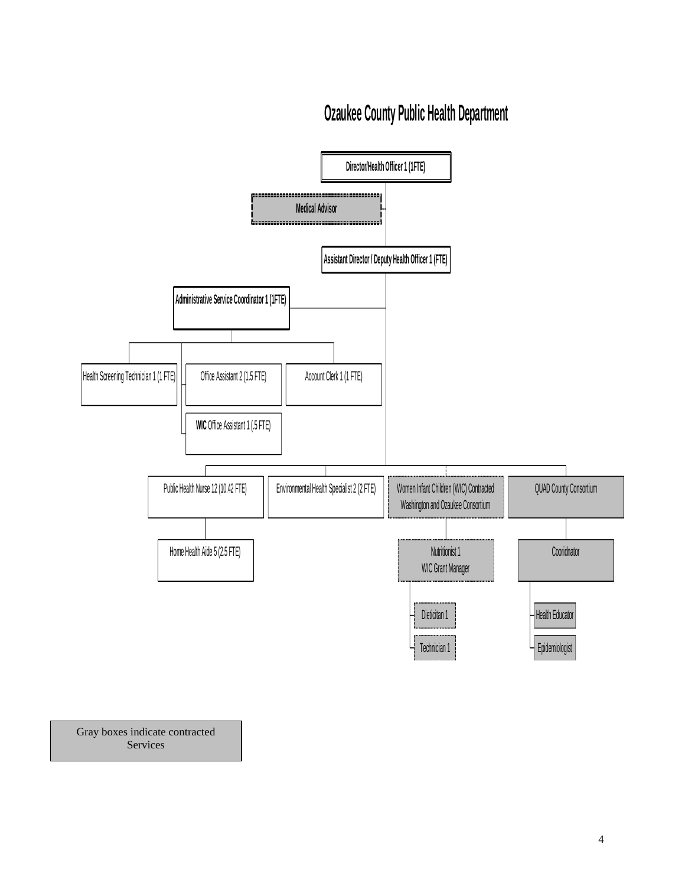# Ozaukee County Public Health Department

- Director/Health Officer 1 (1FTE)
  - Medical Advisor
  - Assistant Director / Deputy Health Officer 1 (FTE)
    - Administrative Service Coordinator 1 (1FTE)
      - Health Screening Technician 1 (1 FTE)
      - Office Assistant 2 (1.5 FTE)
      - WIC Office Assistant 1 (.5 FTE)
      - Account Clerk 1 (1 FTE)
    - Public Health Nurse 12 (10.42 FTE)
      - Home Health Aide 5 (2.5 FTE)
    - Environmental Health Specialist 2 (2 FTE)
    - Women Infant Children (WIC) Contracted Washington and Ozaukee Consortium
      - Nutritionist 1 WIC Grant Manager
        - Dieticitan 1
        - Technician 1
    - QUAD County Consortium
      - Cooridnator
        - Health Educator
        - Epidemiologist

Gray boxes indicate contracted Services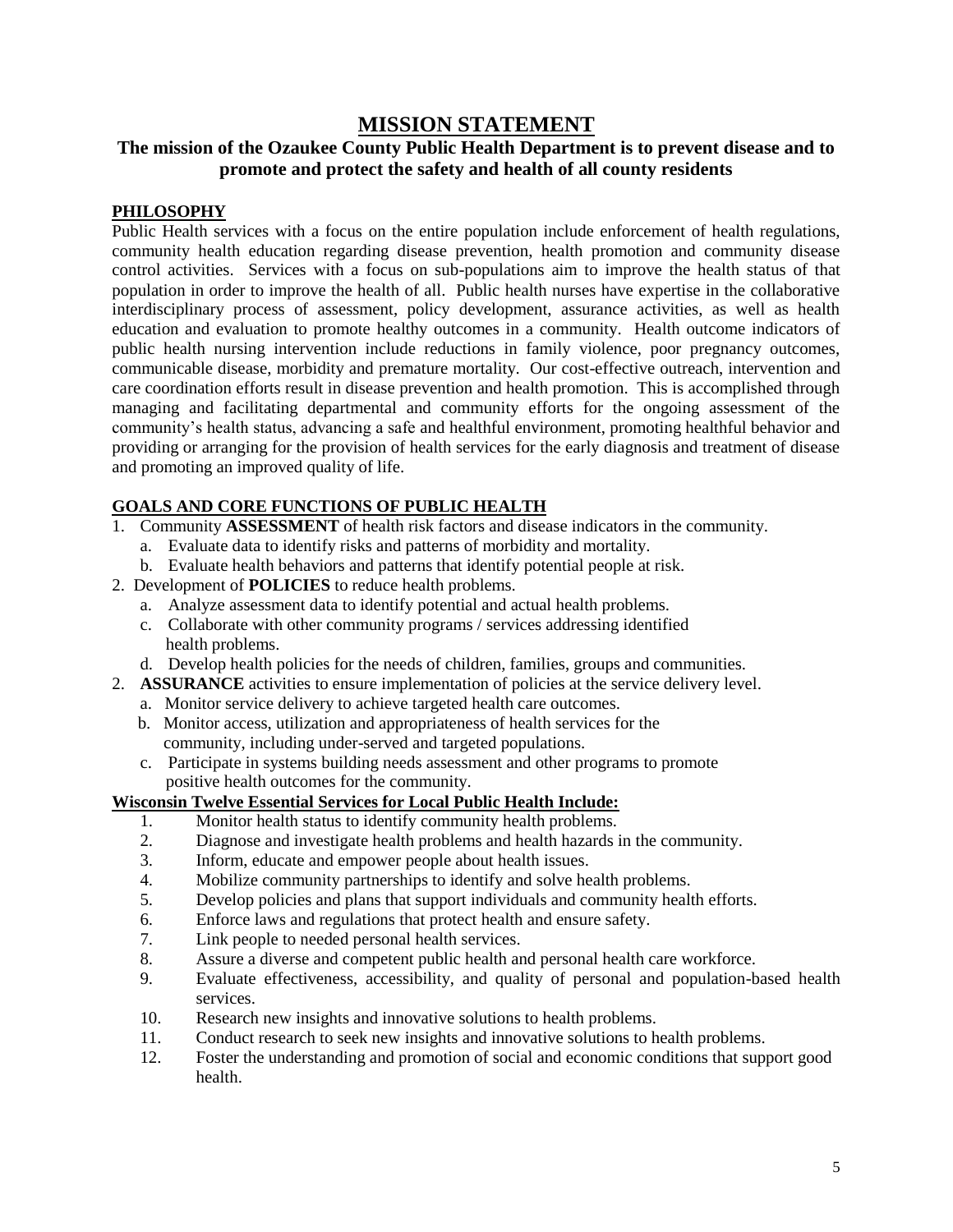# MISSION STATEMENT

## The mission of the Ozaukee County Public Health Department is to prevent disease and to promote and protect the safety and health of all county residents

**PHILOSOPHY**

Public Health services with a focus on the entire population include enforcement of health regulations, community health education regarding disease prevention, health promotion and community disease control activities. Services with a focus on sub-populations aim to improve the health status of that population in order to improve the health of all. Public health nurses have expertise in the collaborative interdisciplinary process of assessment, policy development, assurance activities, as well as health education and evaluation to promote healthy outcomes in a community. Health outcome indicators of public health nursing intervention include reductions in family violence, poor pregnancy outcomes, communicable disease, morbidity and premature mortality. Our cost-effective outreach, intervention and care coordination efforts result in disease prevention and health promotion. This is accomplished through managing and facilitating departmental and community efforts for the ongoing assessment of the community's health status, advancing a safe and healthful environment, promoting healthful behavior and providing or arranging for the provision of health services for the early diagnosis and treatment of disease and promoting an improved quality of life.

**GOALS AND CORE FUNCTIONS OF PUBLIC HEALTH**

1. Community **ASSESSMENT** of health risk factors and disease indicators in the community.
   a. Evaluate data to identify risks and patterns of morbidity and mortality.
   b. Evaluate health behaviors and patterns that identify potential people at risk.
2. Development of **POLICIES** to reduce health problems.
   a. Analyze assessment data to identify potential and actual health problems.
   c. Collaborate with other community programs / services addressing identified health problems.
   d. Develop health policies for the needs of children, families, groups and communities.
2. **ASSURANCE** activities to ensure implementation of policies at the service delivery level.
   a. Monitor service delivery to achieve targeted health care outcomes.
   b. Monitor access, utilization and appropriateness of health services for the community, including under-served and targeted populations.
   c. Participate in systems building needs assessment and other programs to promote positive health outcomes for the community.

**Wisconsin Twelve Essential Services for Local Public Health Include:**

1. Monitor health status to identify community health problems.
2. Diagnose and investigate health problems and health hazards in the community.
3. Inform, educate and empower people about health issues.
4. Mobilize community partnerships to identify and solve health problems.
5. Develop policies and plans that support individuals and community health efforts.
6. Enforce laws and regulations that protect health and ensure safety.
7. Link people to needed personal health services.
8. Assure a diverse and competent public health and personal health care workforce.
9. Evaluate effectiveness, accessibility, and quality of personal and population-based health services.
10. Research new insights and innovative solutions to health problems.
11. Conduct research to seek new insights and innovative solutions to health problems.
12. Foster the understanding and promotion of social and economic conditions that support good health.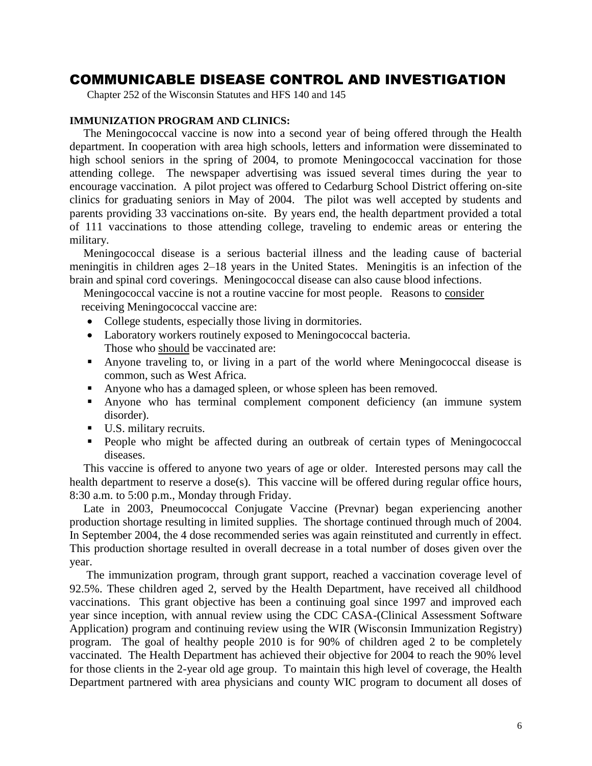# COMMUNICABLE DISEASE CONTROL AND INVESTIGATION

Chapter 252 of the Wisconsin Statutes and HFS 140 and 145

**IMMUNIZATION PROGRAM AND CLINICS:**

The Meningococcal vaccine is now into a second year of being offered through the Health department. In cooperation with area high schools, letters and information were disseminated to high school seniors in the spring of 2004, to promote Meningococcal vaccination for those attending college. The newspaper advertising was issued several times during the year to encourage vaccination. A pilot project was offered to Cedarburg School District offering on-site clinics for graduating seniors in May of 2004. The pilot was well accepted by students and parents providing 33 vaccinations on-site. By years end, the health department provided a total of 111 vaccinations to those attending college, traveling to endemic areas or entering the military.

Meningococcal disease is a serious bacterial illness and the leading cause of bacterial meningitis in children ages 2–18 years in the United States. Meningitis is an infection of the brain and spinal cord coverings. Meningococcal disease can also cause blood infections.

Meningococcal vaccine is not a routine vaccine for most people. Reasons to consider receiving Meningococcal vaccine are:

- College students, especially those living in dormitories.
- Laboratory workers routinely exposed to Meningococcal bacteria.

Those who should be vaccinated are:

- Anyone traveling to, or living in a part of the world where Meningococcal disease is common, such as West Africa.
- Anyone who has a damaged spleen, or whose spleen has been removed.
- Anyone who has terminal complement component deficiency (an immune system disorder).
- U.S. military recruits.
- People who might be affected during an outbreak of certain types of Meningococcal diseases.

This vaccine is offered to anyone two years of age or older. Interested persons may call the health department to reserve a dose(s). This vaccine will be offered during regular office hours, 8:30 a.m. to 5:00 p.m., Monday through Friday.

Late in 2003, Pneumococcal Conjugate Vaccine (Prevnar) began experiencing another production shortage resulting in limited supplies. The shortage continued through much of 2004. In September 2004, the 4 dose recommended series was again reinstituted and currently in effect. This production shortage resulted in overall decrease in a total number of doses given over the year.

The immunization program, through grant support, reached a vaccination coverage level of 92.5%. These children aged 2, served by the Health Department, have received all childhood vaccinations. This grant objective has been a continuing goal since 1997 and improved each year since inception, with annual review using the CDC CASA-(Clinical Assessment Software Application) program and continuing review using the WIR (Wisconsin Immunization Registry) program. The goal of healthy people 2010 is for 90% of children aged 2 to be completely vaccinated. The Health Department has achieved their objective for 2004 to reach the 90% level for those clients in the 2-year old age group. To maintain this high level of coverage, the Health Department partnered with area physicians and county WIC program to document all doses of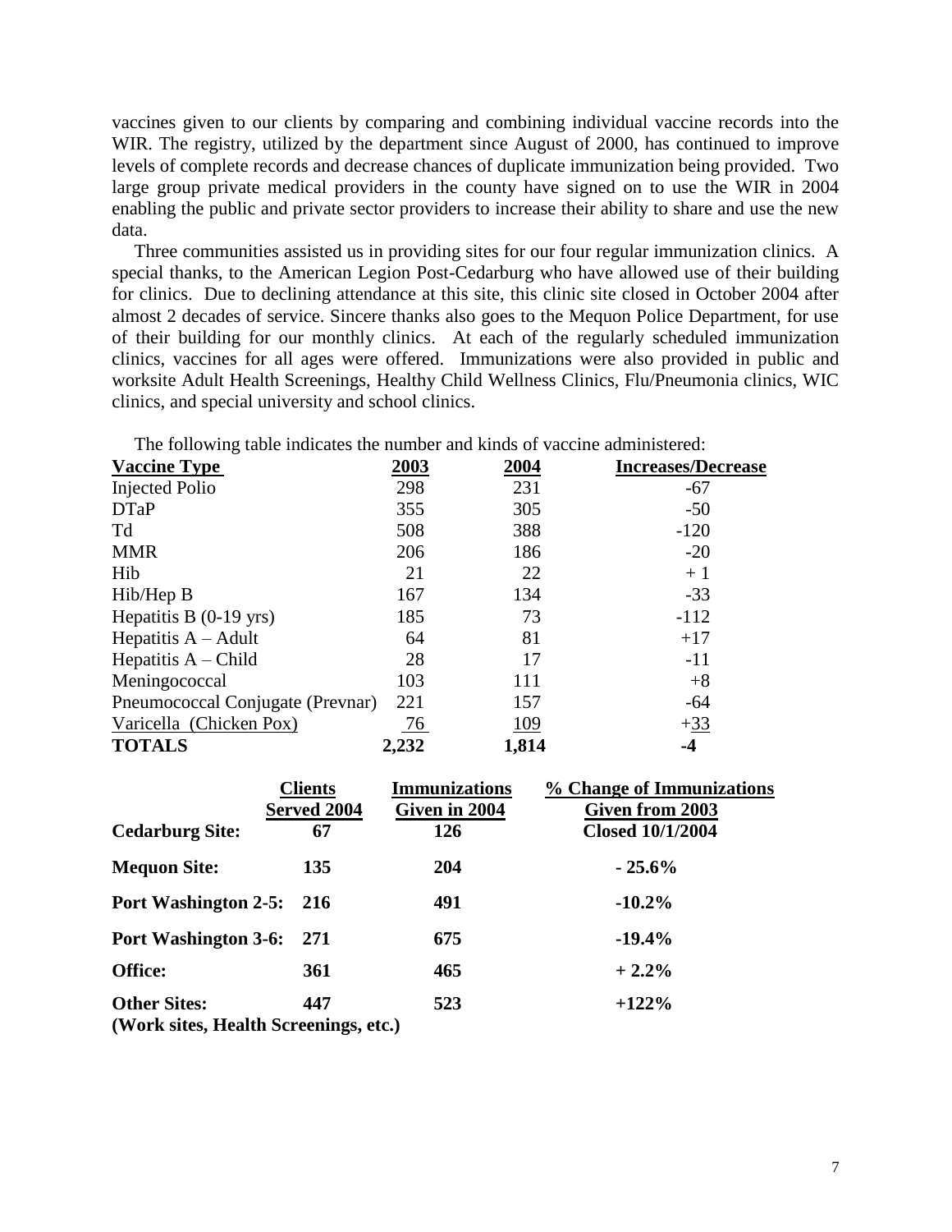vaccines given to our clients by comparing and combining individual vaccine records into the WIR. The registry, utilized by the department since August of 2000, has continued to improve levels of complete records and decrease chances of duplicate immunization being provided. Two large group private medical providers in the county have signed on to use the WIR in 2004 enabling the public and private sector providers to increase their ability to share and use the new data.

Three communities assisted us in providing sites for our four regular immunization clinics. A special thanks, to the American Legion Post-Cedarburg who have allowed use of their building for clinics. Due to declining attendance at this site, this clinic site closed in October 2004 after almost 2 decades of service. Sincere thanks also goes to the Mequon Police Department, for use of their building for our monthly clinics. At each of the regularly scheduled immunization clinics, vaccines for all ages were offered. Immunizations were also provided in public and worksite Adult Health Screenings, Healthy Child Wellness Clinics, Flu/Pneumonia clinics, WIC clinics, and special university and school clinics.

The following table indicates the number and kinds of vaccine administered:

| Vaccine Type | 2003 | 2004 | Increases/Decrease |
|---|---|---|---|
| Injected Polio | 298 | 231 | -67 |
| DTaP | 355 | 305 | -50 |
| Td | 508 | 388 | -120 |
| MMR | 206 | 186 | -20 |
| Hib | 21 | 22 | + 1 |
| Hib/Hep B | 167 | 134 | -33 |
| Hepatitis B (0-19 yrs) | 185 | 73 | -112 |
| Hepatitis A – Adult | 64 | 81 | +17 |
| Hepatitis A – Child | 28 | 17 | -11 |
| Meningococcal | 103 | 111 | +8 |
| Pneumococcal Conjugate (Prevnar) | 221 | 157 | -64 |
| Varicella (Chicken Pox) | 76 | 109 | +33 |
| **TOTALS** | **2,232** | **1,814** | **-4** |

| | Clients Served 2004 | Immunizations Given in 2004 | % Change of Immunizations Given from 2003 |
|---|---|---|---|
| **Cedarburg Site:** | **67** | **126** | **Closed 10/1/2004** |
| **Mequon Site:** | **135** | **204** | **- 25.6%** |
| **Port Washington 2-5:** | **216** | **491** | **-10.2%** |
| **Port Washington 3-6:** | **271** | **675** | **-19.4%** |
| **Office:** | **361** | **465** | **+ 2.2%** |
| **Other Sites: (Work sites, Health Screenings, etc.)** | **447** | **523** | **+122%** |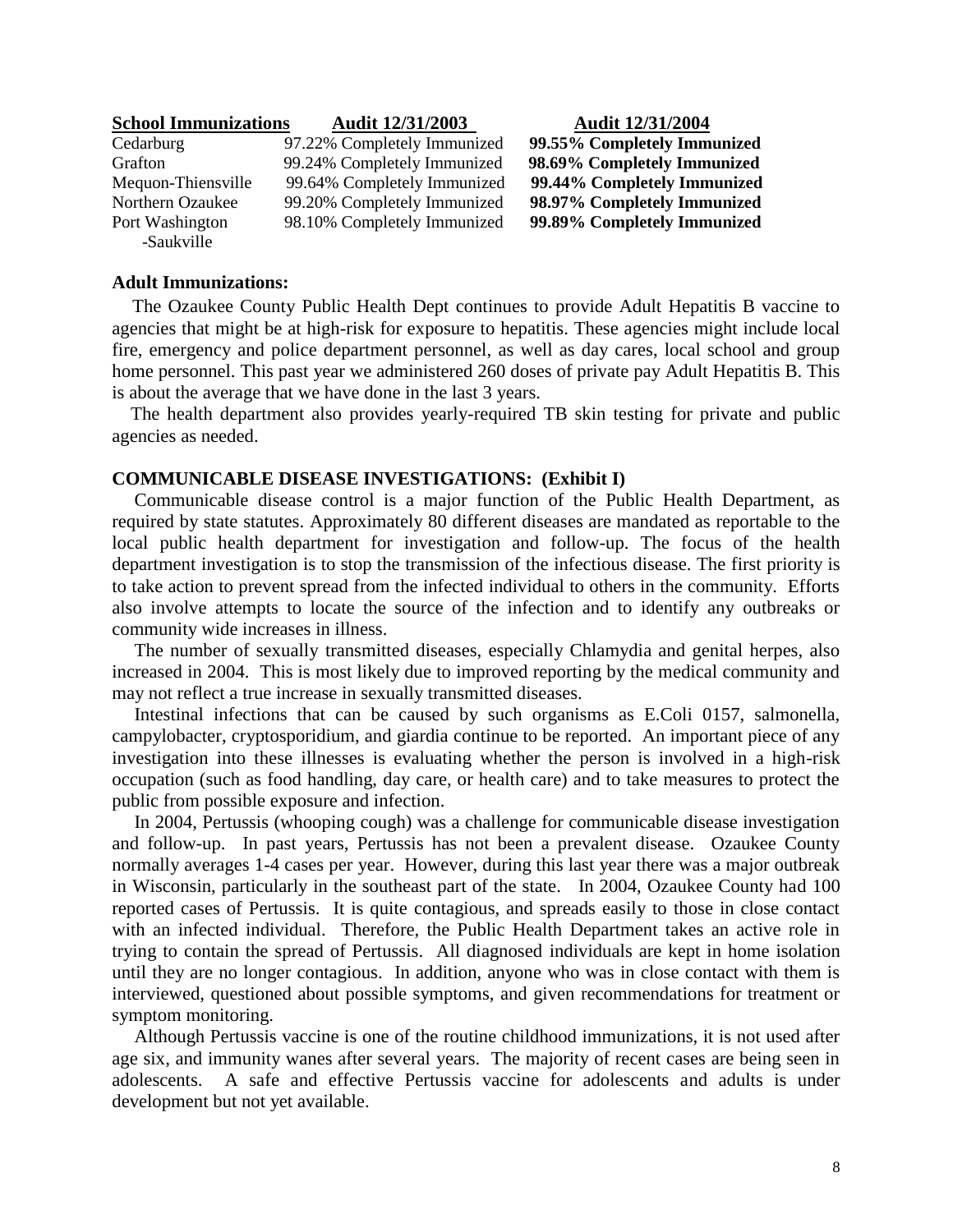| School Immunizations | Audit 12/31/2003 | Audit 12/31/2004 |
|---|---|---|
| Cedarburg | 97.22% Completely Immunized | **99.55% Completely Immunized** |
| Grafton | 99.24% Completely Immunized | **98.69% Completely Immunized** |
| Mequon-Thiensville | 99.64% Completely Immunized | **99.44% Completely Immunized** |
| Northern Ozaukee | 99.20% Completely Immunized | **98.97% Completely Immunized** |
| Port Washington -Saukville | 98.10% Completely Immunized | **99.89% Completely Immunized** |

**Adult Immunizations:**

The Ozaukee County Public Health Dept continues to provide Adult Hepatitis B vaccine to agencies that might be at high-risk for exposure to hepatitis. These agencies might include local fire, emergency and police department personnel, as well as day cares, local school and group home personnel. This past year we administered 260 doses of private pay Adult Hepatitis B. This is about the average that we have done in the last 3 years.

The health department also provides yearly-required TB skin testing for private and public agencies as needed.

**COMMUNICABLE DISEASE INVESTIGATIONS: (Exhibit I)**

Communicable disease control is a major function of the Public Health Department, as required by state statutes. Approximately 80 different diseases are mandated as reportable to the local public health department for investigation and follow-up. The focus of the health department investigation is to stop the transmission of the infectious disease. The first priority is to take action to prevent spread from the infected individual to others in the community. Efforts also involve attempts to locate the source of the infection and to identify any outbreaks or community wide increases in illness.

The number of sexually transmitted diseases, especially Chlamydia and genital herpes, also increased in 2004. This is most likely due to improved reporting by the medical community and may not reflect a true increase in sexually transmitted diseases.

Intestinal infections that can be caused by such organisms as E.Coli 0157, salmonella, campylobacter, cryptosporidium, and giardia continue to be reported. An important piece of any investigation into these illnesses is evaluating whether the person is involved in a high-risk occupation (such as food handling, day care, or health care) and to take measures to protect the public from possible exposure and infection.

In 2004, Pertussis (whooping cough) was a challenge for communicable disease investigation and follow-up. In past years, Pertussis has not been a prevalent disease. Ozaukee County normally averages 1-4 cases per year. However, during this last year there was a major outbreak in Wisconsin, particularly in the southeast part of the state. In 2004, Ozaukee County had 100 reported cases of Pertussis. It is quite contagious, and spreads easily to those in close contact with an infected individual. Therefore, the Public Health Department takes an active role in trying to contain the spread of Pertussis. All diagnosed individuals are kept in home isolation until they are no longer contagious. In addition, anyone who was in close contact with them is interviewed, questioned about possible symptoms, and given recommendations for treatment or symptom monitoring.

Although Pertussis vaccine is one of the routine childhood immunizations, it is not used after age six, and immunity wanes after several years. The majority of recent cases are being seen in adolescents. A safe and effective Pertussis vaccine for adolescents and adults is under development but not yet available.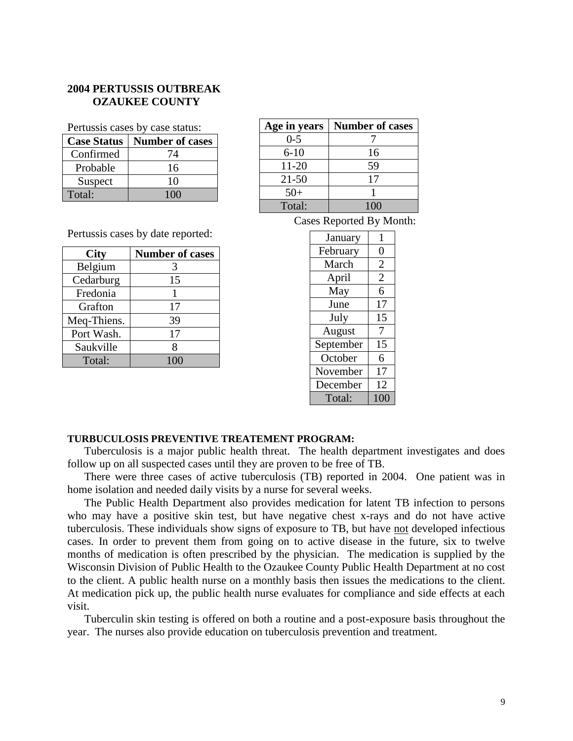## 2004 PERTUSSIS OUTBREAK
## OZAUKEE COUNTY

Pertussis cases by case status:

| Case Status | Number of cases |
|---|---|
| Confirmed | 74 |
| Probable | 16 |
| Suspect | 10 |
| Total: | 100 |

| Age in years | Number of cases |
|---|---|
| 0-5 | 7 |
| 6-10 | 16 |
| 11-20 | 59 |
| 21-50 | 17 |
| 50+ | 1 |
| Total: | 100 |

Pertussis cases by date reported:

| City | Number of cases |
|---|---|
| Belgium | 3 |
| Cedarburg | 15 |
| Fredonia | 1 |
| Grafton | 17 |
| Meq-Thiens. | 39 |
| Port Wash. | 17 |
| Saukville | 8 |
| Total: | 100 |

Cases Reported By Month:

| Month | Cases |
|---|---|
| January | 1 |
| February | 0 |
| March | 2 |
| April | 2 |
| May | 6 |
| June | 17 |
| July | 15 |
| August | 7 |
| September | 15 |
| October | 6 |
| November | 17 |
| December | 12 |
| Total: | 100 |

**TURBUCULOSIS PREVENTIVE TREATEMENT PROGRAM:**

Tuberculosis is a major public health threat. The health department investigates and does follow up on all suspected cases until they are proven to be free of TB.

There were three cases of active tuberculosis (TB) reported in 2004. One patient was in home isolation and needed daily visits by a nurse for several weeks.

The Public Health Department also provides medication for latent TB infection to persons who may have a positive skin test, but have negative chest x-rays and do not have active tuberculosis. These individuals show signs of exposure to TB, but have not developed infectious cases. In order to prevent them from going on to active disease in the future, six to twelve months of medication is often prescribed by the physician. The medication is supplied by the Wisconsin Division of Public Health to the Ozaukee County Public Health Department at no cost to the client. A public health nurse on a monthly basis then issues the medications to the client. At medication pick up, the public health nurse evaluates for compliance and side effects at each visit.

Tuberculin skin testing is offered on both a routine and a post-exposure basis throughout the year. The nurses also provide education on tuberculosis prevention and treatment.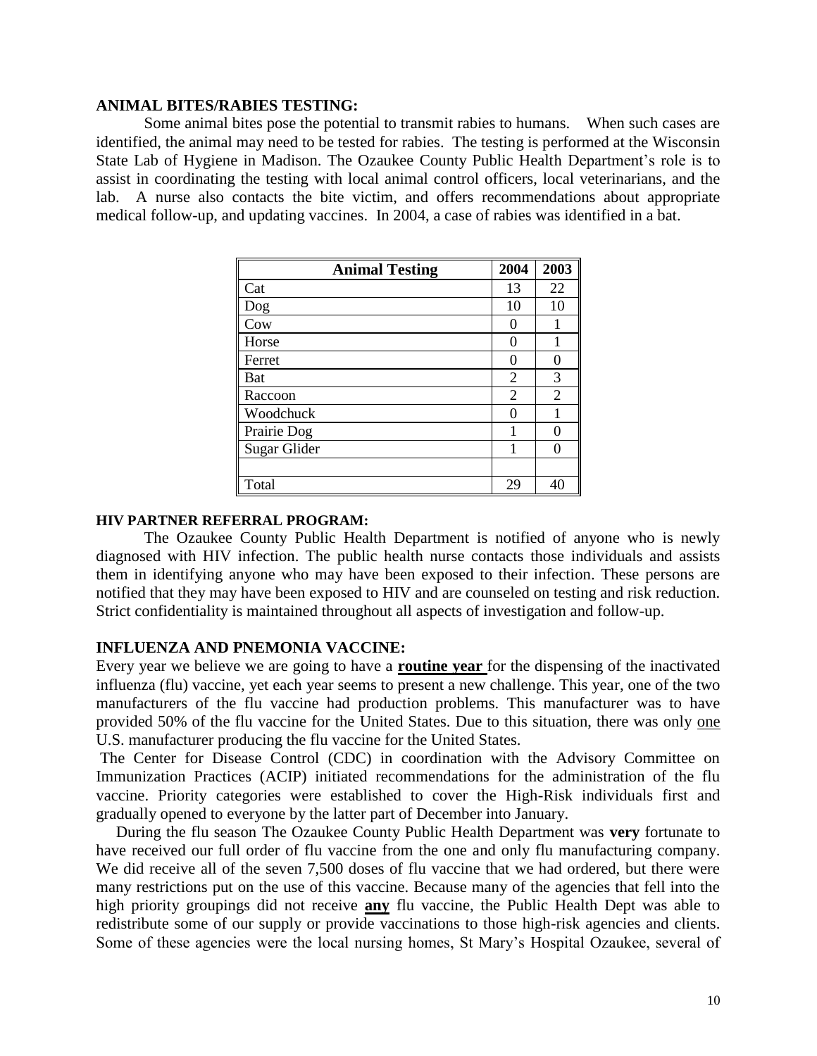**ANIMAL BITES/RABIES TESTING:**

Some animal bites pose the potential to transmit rabies to humans. When such cases are identified, the animal may need to be tested for rabies. The testing is performed at the Wisconsin State Lab of Hygiene in Madison. The Ozaukee County Public Health Department's role is to assist in coordinating the testing with local animal control officers, local veterinarians, and the lab. A nurse also contacts the bite victim, and offers recommendations about appropriate medical follow-up, and updating vaccines. In 2004, a case of rabies was identified in a bat.

| Animal Testing | 2004 | 2003 |
|---|---|---|
| Cat | 13 | 22 |
| Dog | 10 | 10 |
| Cow | 0 | 1 |
| Horse | 0 | 1 |
| Ferret | 0 | 0 |
| Bat | 2 | 3 |
| Raccoon | 2 | 2 |
| Woodchuck | 0 | 1 |
| Prairie Dog | 1 | 0 |
| Sugar Glider | 1 | 0 |
| | | |
| Total | 29 | 40 |

**HIV PARTNER REFERRAL PROGRAM:**

The Ozaukee County Public Health Department is notified of anyone who is newly diagnosed with HIV infection. The public health nurse contacts those individuals and assists them in identifying anyone who may have been exposed to their infection. These persons are notified that they may have been exposed to HIV and are counseled on testing and risk reduction. Strict confidentiality is maintained throughout all aspects of investigation and follow-up.

**INFLUENZA AND PNEMONIA VACCINE:**

Every year we believe we are going to have a **routine year** for the dispensing of the inactivated influenza (flu) vaccine, yet each year seems to present a new challenge. This year, one of the two manufacturers of the flu vaccine had production problems. This manufacturer was to have provided 50% of the flu vaccine for the United States. Due to this situation, there was only one U.S. manufacturer producing the flu vaccine for the United States.

The Center for Disease Control (CDC) in coordination with the Advisory Committee on Immunization Practices (ACIP) initiated recommendations for the administration of the flu vaccine. Priority categories were established to cover the High-Risk individuals first and gradually opened to everyone by the latter part of December into January.

During the flu season The Ozaukee County Public Health Department was **very** fortunate to have received our full order of flu vaccine from the one and only flu manufacturing company. We did receive all of the seven 7,500 doses of flu vaccine that we had ordered, but there were many restrictions put on the use of this vaccine. Because many of the agencies that fell into the high priority groupings did not receive **any** flu vaccine, the Public Health Dept was able to redistribute some of our supply or provide vaccinations to those high-risk agencies and clients. Some of these agencies were the local nursing homes, St Mary's Hospital Ozaukee, several of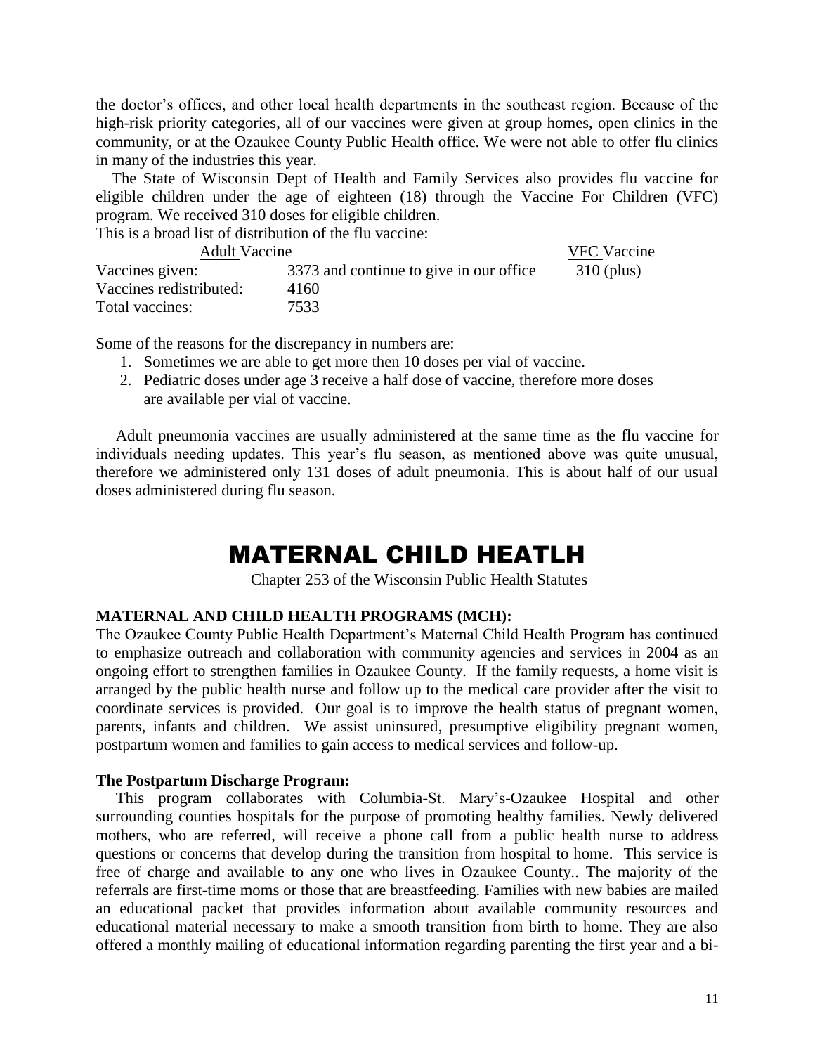the doctor's offices, and other local health departments in the southeast region. Because of the high-risk priority categories, all of our vaccines were given at group homes, open clinics in the community, or at the Ozaukee County Public Health office. We were not able to offer flu clinics in many of the industries this year.

The State of Wisconsin Dept of Health and Family Services also provides flu vaccine for eligible children under the age of eighteen (18) through the Vaccine For Children (VFC) program. We received 310 doses for eligible children.

This is a broad list of distribution of the flu vaccine:

| | Adult Vaccine | VFC Vaccine |
|---|---|---|
| Vaccines given: | 3373 and continue to give in our office | 310 (plus) |
| Vaccines redistributed: | 4160 | |
| Total vaccines: | 7533 | |

Some of the reasons for the discrepancy in numbers are:

1. Sometimes we are able to get more then 10 doses per vial of vaccine.
2. Pediatric doses under age 3 receive a half dose of vaccine, therefore more doses are available per vial of vaccine.

Adult pneumonia vaccines are usually administered at the same time as the flu vaccine for individuals needing updates. This year's flu season, as mentioned above was quite unusual, therefore we administered only 131 doses of adult pneumonia. This is about half of our usual doses administered during flu season.

# MATERNAL CHILD HEATLH

Chapter 253 of the Wisconsin Public Health Statutes

**MATERNAL AND CHILD HEALTH PROGRAMS (MCH):**

The Ozaukee County Public Health Department's Maternal Child Health Program has continued to emphasize outreach and collaboration with community agencies and services in 2004 as an ongoing effort to strengthen families in Ozaukee County. If the family requests, a home visit is arranged by the public health nurse and follow up to the medical care provider after the visit to coordinate services is provided. Our goal is to improve the health status of pregnant women, parents, infants and children. We assist uninsured, presumptive eligibility pregnant women, postpartum women and families to gain access to medical services and follow-up.

**The Postpartum Discharge Program:**

This program collaborates with Columbia-St. Mary's-Ozaukee Hospital and other surrounding counties hospitals for the purpose of promoting healthy families. Newly delivered mothers, who are referred, will receive a phone call from a public health nurse to address questions or concerns that develop during the transition from hospital to home. This service is free of charge and available to any one who lives in Ozaukee County.. The majority of the referrals are first-time moms or those that are breastfeeding. Families with new babies are mailed an educational packet that provides information about available community resources and educational material necessary to make a smooth transition from birth to home. They are also offered a monthly mailing of educational information regarding parenting the first year and a bi-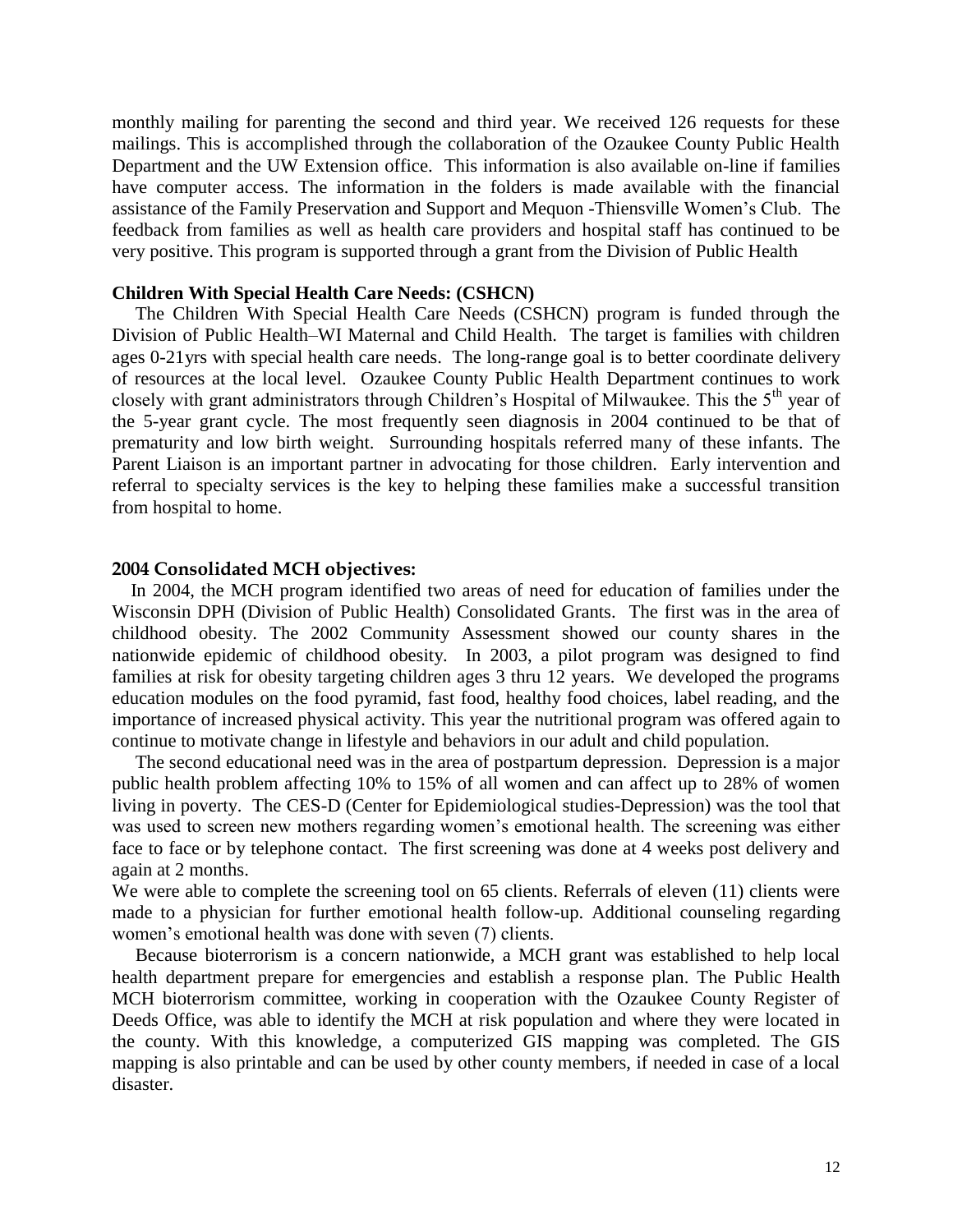monthly mailing for parenting the second and third year. We received 126 requests for these mailings. This is accomplished through the collaboration of the Ozaukee County Public Health Department and the UW Extension office. This information is also available on-line if families have computer access. The information in the folders is made available with the financial assistance of the Family Preservation and Support and Mequon -Thiensville Women's Club. The feedback from families as well as health care providers and hospital staff has continued to be very positive. This program is supported through a grant from the Division of Public Health

**Children With Special Health Care Needs: (CSHCN)**

The Children With Special Health Care Needs (CSHCN) program is funded through the Division of Public Health–WI Maternal and Child Health. The target is families with children ages 0-21yrs with special health care needs. The long-range goal is to better coordinate delivery of resources at the local level. Ozaukee County Public Health Department continues to work closely with grant administrators through Children's Hospital of Milwaukee. This the 5th year of the 5-year grant cycle. The most frequently seen diagnosis in 2004 continued to be that of prematurity and low birth weight. Surrounding hospitals referred many of these infants. The Parent Liaison is an important partner in advocating for those children. Early intervention and referral to specialty services is the key to helping these families make a successful transition from hospital to home.

**2004 Consolidated MCH objectives:**

In 2004, the MCH program identified two areas of need for education of families under the Wisconsin DPH (Division of Public Health) Consolidated Grants. The first was in the area of childhood obesity. The 2002 Community Assessment showed our county shares in the nationwide epidemic of childhood obesity. In 2003, a pilot program was designed to find families at risk for obesity targeting children ages 3 thru 12 years. We developed the programs education modules on the food pyramid, fast food, healthy food choices, label reading, and the importance of increased physical activity. This year the nutritional program was offered again to continue to motivate change in lifestyle and behaviors in our adult and child population.

The second educational need was in the area of postpartum depression. Depression is a major public health problem affecting 10% to 15% of all women and can affect up to 28% of women living in poverty. The CES-D (Center for Epidemiological studies-Depression) was the tool that was used to screen new mothers regarding women's emotional health. The screening was either face to face or by telephone contact. The first screening was done at 4 weeks post delivery and again at 2 months.

We were able to complete the screening tool on 65 clients. Referrals of eleven (11) clients were made to a physician for further emotional health follow-up. Additional counseling regarding women's emotional health was done with seven (7) clients.

Because bioterrorism is a concern nationwide, a MCH grant was established to help local health department prepare for emergencies and establish a response plan. The Public Health MCH bioterrorism committee, working in cooperation with the Ozaukee County Register of Deeds Office, was able to identify the MCH at risk population and where they were located in the county. With this knowledge, a computerized GIS mapping was completed. The GIS mapping is also printable and can be used by other county members, if needed in case of a local disaster.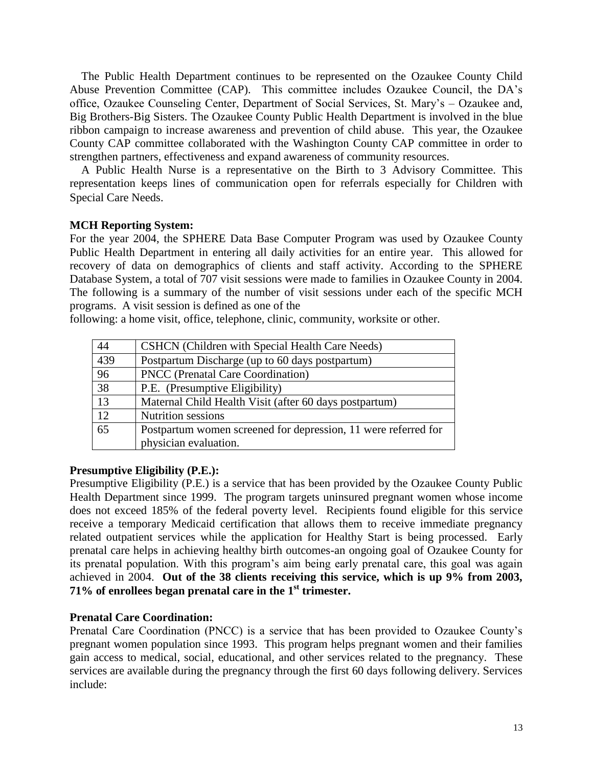The Public Health Department continues to be represented on the Ozaukee County Child Abuse Prevention Committee (CAP). This committee includes Ozaukee Council, the DA's office, Ozaukee Counseling Center, Department of Social Services, St. Mary's – Ozaukee and, Big Brothers-Big Sisters. The Ozaukee County Public Health Department is involved in the blue ribbon campaign to increase awareness and prevention of child abuse. This year, the Ozaukee County CAP committee collaborated with the Washington County CAP committee in order to strengthen partners, effectiveness and expand awareness of community resources.

A Public Health Nurse is a representative on the Birth to 3 Advisory Committee. This representation keeps lines of communication open for referrals especially for Children with Special Care Needs.

**MCH Reporting System:**

For the year 2004, the SPHERE Data Base Computer Program was used by Ozaukee County Public Health Department in entering all daily activities for an entire year. This allowed for recovery of data on demographics of clients and staff activity. According to the SPHERE Database System, a total of 707 visit sessions were made to families in Ozaukee County in 2004. The following is a summary of the number of visit sessions under each of the specific MCH programs. A visit session is defined as one of the following: a home visit, office, telephone, clinic, community, worksite or other.

| | |
|---|---|
| 44 | CSHCN (Children with Special Health Care Needs) |
| 439 | Postpartum Discharge (up to 60 days postpartum) |
| 96 | PNCC (Prenatal Care Coordination) |
| 38 | P.E. (Presumptive Eligibility) |
| 13 | Maternal Child Health Visit (after 60 days postpartum) |
| 12 | Nutrition sessions |
| 65 | Postpartum women screened for depression, 11 were referred for physician evaluation. |

**Presumptive Eligibility (P.E.):**

Presumptive Eligibility (P.E.) is a service that has been provided by the Ozaukee County Public Health Department since 1999. The program targets uninsured pregnant women whose income does not exceed 185% of the federal poverty level. Recipients found eligible for this service receive a temporary Medicaid certification that allows them to receive immediate pregnancy related outpatient services while the application for Healthy Start is being processed. Early prenatal care helps in achieving healthy birth outcomes-an ongoing goal of Ozaukee County for its prenatal population. With this program's aim being early prenatal care, this goal was again achieved in 2004. **Out of the 38 clients receiving this service, which is up 9% from 2003, 71% of enrollees began prenatal care in the 1st trimester.**

**Prenatal Care Coordination:**

Prenatal Care Coordination (PNCC) is a service that has been provided to Ozaukee County's pregnant women population since 1993. This program helps pregnant women and their families gain access to medical, social, educational, and other services related to the pregnancy. These services are available during the pregnancy through the first 60 days following delivery. Services include: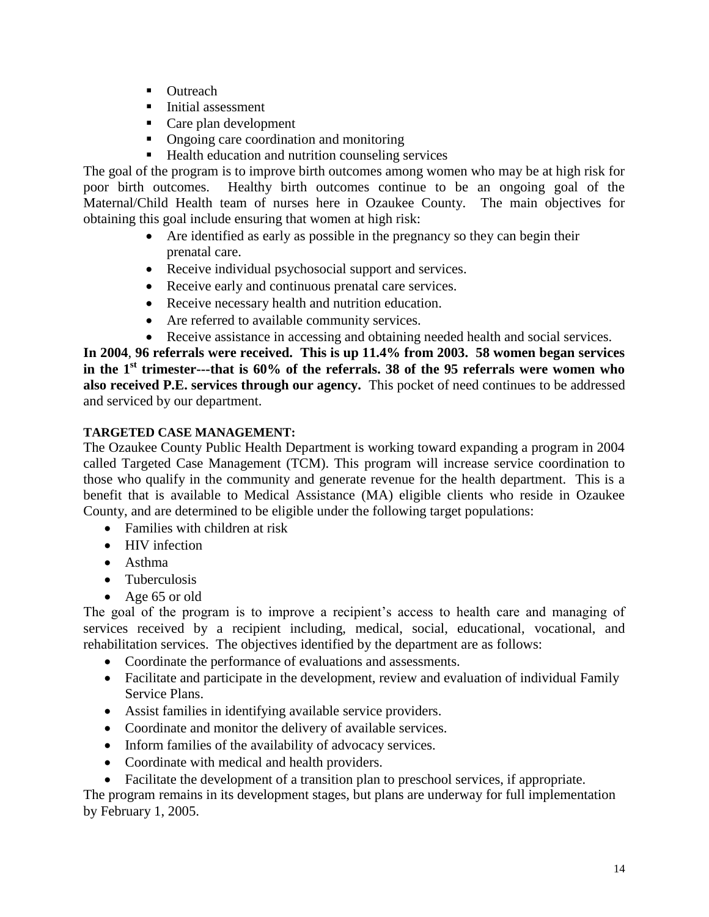- Outreach
- Initial assessment
- Care plan development
- Ongoing care coordination and monitoring
- Health education and nutrition counseling services

The goal of the program is to improve birth outcomes among women who may be at high risk for poor birth outcomes. Healthy birth outcomes continue to be an ongoing goal of the Maternal/Child Health team of nurses here in Ozaukee County. The main objectives for obtaining this goal include ensuring that women at high risk:

- Are identified as early as possible in the pregnancy so they can begin their prenatal care.
- Receive individual psychosocial support and services.
- Receive early and continuous prenatal care services.
- Receive necessary health and nutrition education.
- Are referred to available community services.
- Receive assistance in accessing and obtaining needed health and social services.

**In 2004**, **96 referrals were received. This is up 11.4% from 2003. 58 women began services in the 1st trimester---that is 60% of the referrals. 38 of the 95 referrals were women who also received P.E. services through our agency.** This pocket of need continues to be addressed and serviced by our department.

**TARGETED CASE MANAGEMENT:**

The Ozaukee County Public Health Department is working toward expanding a program in 2004 called Targeted Case Management (TCM). This program will increase service coordination to those who qualify in the community and generate revenue for the health department. This is a benefit that is available to Medical Assistance (MA) eligible clients who reside in Ozaukee County, and are determined to be eligible under the following target populations:

- Families with children at risk
- HIV infection
- Asthma
- Tuberculosis
- Age 65 or old

The goal of the program is to improve a recipient's access to health care and managing of services received by a recipient including, medical, social, educational, vocational, and rehabilitation services. The objectives identified by the department are as follows:

- Coordinate the performance of evaluations and assessments.
- Facilitate and participate in the development, review and evaluation of individual Family Service Plans.
- Assist families in identifying available service providers.
- Coordinate and monitor the delivery of available services.
- Inform families of the availability of advocacy services.
- Coordinate with medical and health providers.
- Facilitate the development of a transition plan to preschool services, if appropriate.

The program remains in its development stages, but plans are underway for full implementation by February 1, 2005.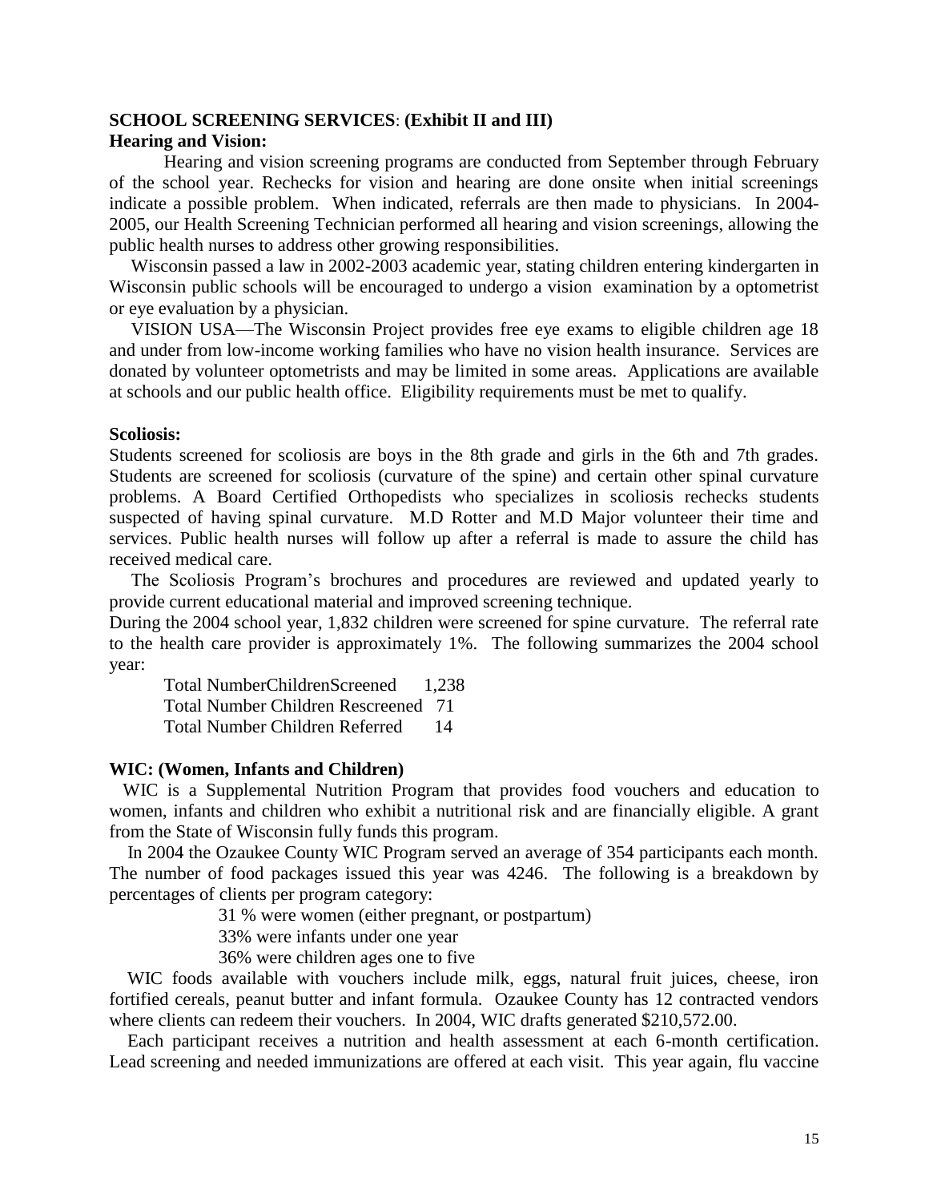**SCHOOL SCREENING SERVICES**: **(Exhibit II and III)**

**Hearing and Vision:**

Hearing and vision screening programs are conducted from September through February of the school year. Rechecks for vision and hearing are done onsite when initial screenings indicate a possible problem. When indicated, referrals are then made to physicians. In 2004-2005, our Health Screening Technician performed all hearing and vision screenings, allowing the public health nurses to address other growing responsibilities.

Wisconsin passed a law in 2002-2003 academic year, stating children entering kindergarten in Wisconsin public schools will be encouraged to undergo a vision examination by a optometrist or eye evaluation by a physician.

VISION USA—The Wisconsin Project provides free eye exams to eligible children age 18 and under from low-income working families who have no vision health insurance. Services are donated by volunteer optometrists and may be limited in some areas. Applications are available at schools and our public health office. Eligibility requirements must be met to qualify.

**Scoliosis:**

Students screened for scoliosis are boys in the 8th grade and girls in the 6th and 7th grades. Students are screened for scoliosis (curvature of the spine) and certain other spinal curvature problems. A Board Certified Orthopedists who specializes in scoliosis rechecks students suspected of having spinal curvature. M.D Rotter and M.D Major volunteer their time and services. Public health nurses will follow up after a referral is made to assure the child has received medical care.

The Scoliosis Program's brochures and procedures are reviewed and updated yearly to provide current educational material and improved screening technique.

During the 2004 school year, 1,832 children were screened for spine curvature. The referral rate to the health care provider is approximately 1%. The following summarizes the 2004 school year:

| | |
|---|---|
| Total NumberChildrenScreened | 1,238 |
| Total Number Children Rescreened | 71 |
| Total Number Children Referred | 14 |

**WIC: (Women, Infants and Children)**

WIC is a Supplemental Nutrition Program that provides food vouchers and education to women, infants and children who exhibit a nutritional risk and are financially eligible. A grant from the State of Wisconsin fully funds this program.

In 2004 the Ozaukee County WIC Program served an average of 354 participants each month. The number of food packages issued this year was 4246. The following is a breakdown by percentages of clients per program category:

- 31 % were women (either pregnant, or postpartum)
- 33% were infants under one year
- 36% were children ages one to five

WIC foods available with vouchers include milk, eggs, natural fruit juices, cheese, iron fortified cereals, peanut butter and infant formula. Ozaukee County has 12 contracted vendors where clients can redeem their vouchers. In 2004, WIC drafts generated $210,572.00.

Each participant receives a nutrition and health assessment at each 6-month certification. Lead screening and needed immunizations are offered at each visit. This year again, flu vaccine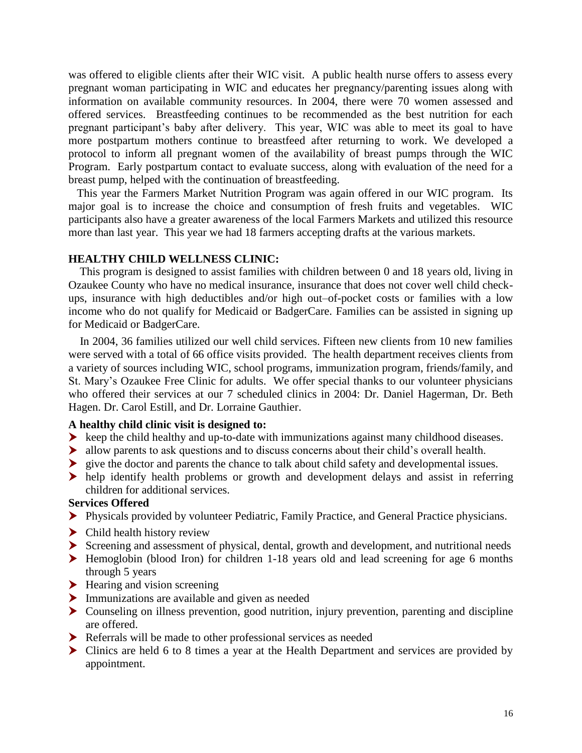was offered to eligible clients after their WIC visit. A public health nurse offers to assess every pregnant woman participating in WIC and educates her pregnancy/parenting issues along with information on available community resources. In 2004, there were 70 women assessed and offered services. Breastfeeding continues to be recommended as the best nutrition for each pregnant participant's baby after delivery. This year, WIC was able to meet its goal to have more postpartum mothers continue to breastfeed after returning to work. We developed a protocol to inform all pregnant women of the availability of breast pumps through the WIC Program. Early postpartum contact to evaluate success, along with evaluation of the need for a breast pump, helped with the continuation of breastfeeding.

This year the Farmers Market Nutrition Program was again offered in our WIC program. Its major goal is to increase the choice and consumption of fresh fruits and vegetables. WIC participants also have a greater awareness of the local Farmers Markets and utilized this resource more than last year. This year we had 18 farmers accepting drafts at the various markets.

## HEALTHY CHILD WELLNESS CLINIC:

This program is designed to assist families with children between 0 and 18 years old, living in Ozaukee County who have no medical insurance, insurance that does not cover well child check-ups, insurance with high deductibles and/or high out–of-pocket costs or families with a low income who do not qualify for Medicaid or BadgerCare. Families can be assisted in signing up for Medicaid or BadgerCare.

In 2004, 36 families utilized our well child services. Fifteen new clients from 10 new families were served with a total of 66 office visits provided. The health department receives clients from a variety of sources including WIC, school programs, immunization program, friends/family, and St. Mary's Ozaukee Free Clinic for adults. We offer special thanks to our volunteer physicians who offered their services at our 7 scheduled clinics in 2004: Dr. Daniel Hagerman, Dr. Beth Hagen. Dr. Carol Estill, and Dr. Lorraine Gauthier.

**A healthy child clinic visit is designed to:**

- keep the child healthy and up-to-date with immunizations against many childhood diseases.
- allow parents to ask questions and to discuss concerns about their child's overall health.
- give the doctor and parents the chance to talk about child safety and developmental issues.
- help identify health problems or growth and development delays and assist in referring children for additional services.

**Services Offered**

- Physicals provided by volunteer Pediatric, Family Practice, and General Practice physicians.
- Child health history review
- Screening and assessment of physical, dental, growth and development, and nutritional needs
- Hemoglobin (blood Iron) for children 1-18 years old and lead screening for age 6 months through 5 years
- Hearing and vision screening
- Immunizations are available and given as needed
- Counseling on illness prevention, good nutrition, injury prevention, parenting and discipline are offered.
- Referrals will be made to other professional services as needed
- Clinics are held 6 to 8 times a year at the Health Department and services are provided by appointment.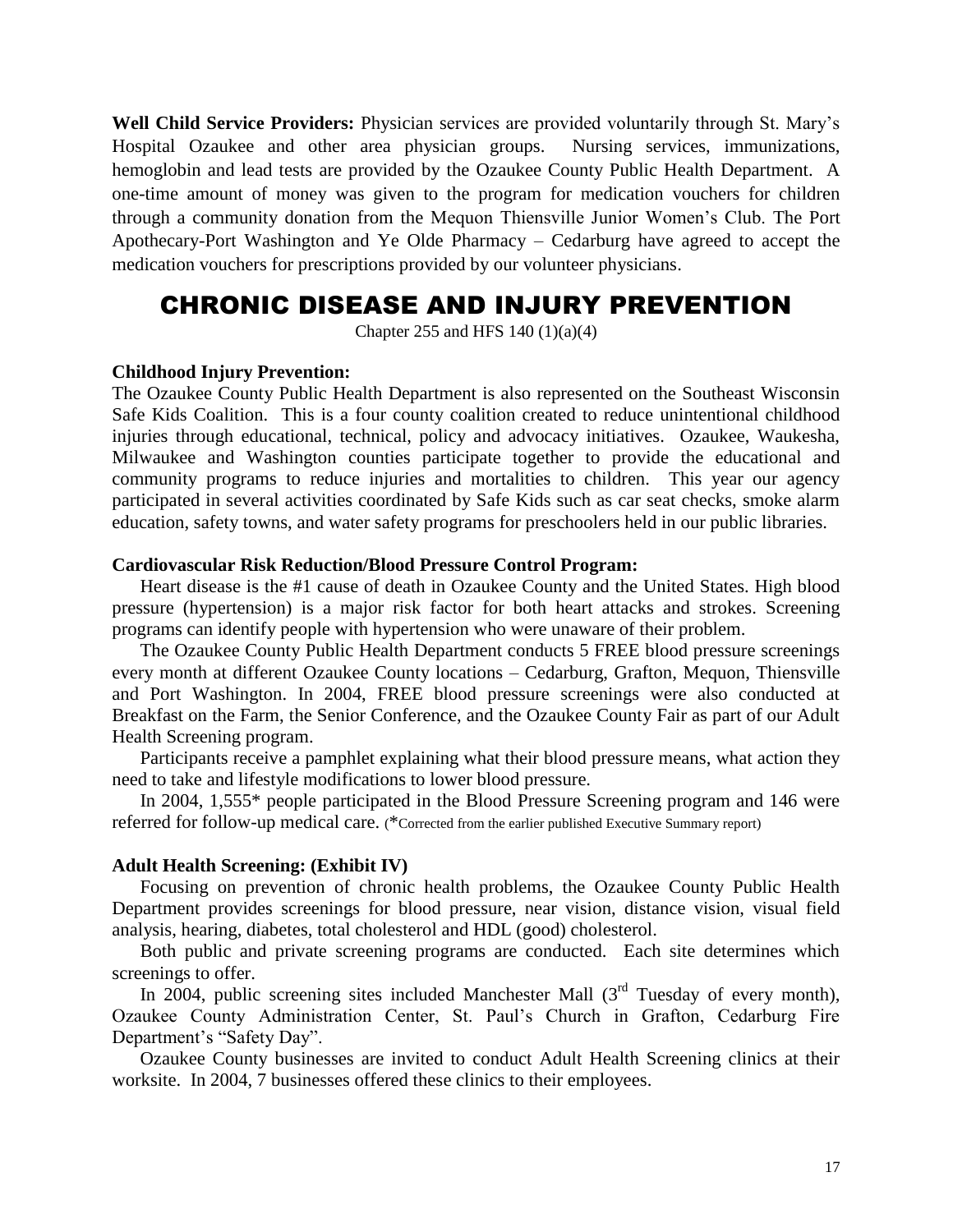**Well Child Service Providers:** Physician services are provided voluntarily through St. Mary's Hospital Ozaukee and other area physician groups. Nursing services, immunizations, hemoglobin and lead tests are provided by the Ozaukee County Public Health Department. A one-time amount of money was given to the program for medication vouchers for children through a community donation from the Mequon Thiensville Junior Women's Club. The Port Apothecary-Port Washington and Ye Olde Pharmacy – Cedarburg have agreed to accept the medication vouchers for prescriptions provided by our volunteer physicians.

# CHRONIC DISEASE AND INJURY PREVENTION

Chapter 255 and HFS 140 (1)(a)(4)

**Childhood Injury Prevention:**

The Ozaukee County Public Health Department is also represented on the Southeast Wisconsin Safe Kids Coalition. This is a four county coalition created to reduce unintentional childhood injuries through educational, technical, policy and advocacy initiatives. Ozaukee, Waukesha, Milwaukee and Washington counties participate together to provide the educational and community programs to reduce injuries and mortalities to children. This year our agency participated in several activities coordinated by Safe Kids such as car seat checks, smoke alarm education, safety towns, and water safety programs for preschoolers held in our public libraries.

**Cardiovascular Risk Reduction/Blood Pressure Control Program:**

Heart disease is the #1 cause of death in Ozaukee County and the United States. High blood pressure (hypertension) is a major risk factor for both heart attacks and strokes. Screening programs can identify people with hypertension who were unaware of their problem.

The Ozaukee County Public Health Department conducts 5 FREE blood pressure screenings every month at different Ozaukee County locations – Cedarburg, Grafton, Mequon, Thiensville and Port Washington. In 2004, FREE blood pressure screenings were also conducted at Breakfast on the Farm, the Senior Conference, and the Ozaukee County Fair as part of our Adult Health Screening program.

Participants receive a pamphlet explaining what their blood pressure means, what action they need to take and lifestyle modifications to lower blood pressure.

In 2004, 1,555* people participated in the Blood Pressure Screening program and 146 were referred for follow-up medical care. (*Corrected from the earlier published Executive Summary report)

**Adult Health Screening: (Exhibit IV)**

Focusing on prevention of chronic health problems, the Ozaukee County Public Health Department provides screenings for blood pressure, near vision, distance vision, visual field analysis, hearing, diabetes, total cholesterol and HDL (good) cholesterol.

Both public and private screening programs are conducted. Each site determines which screenings to offer.

In 2004, public screening sites included Manchester Mall (3rd Tuesday of every month), Ozaukee County Administration Center, St. Paul's Church in Grafton, Cedarburg Fire Department's "Safety Day".

Ozaukee County businesses are invited to conduct Adult Health Screening clinics at their worksite. In 2004, 7 businesses offered these clinics to their employees.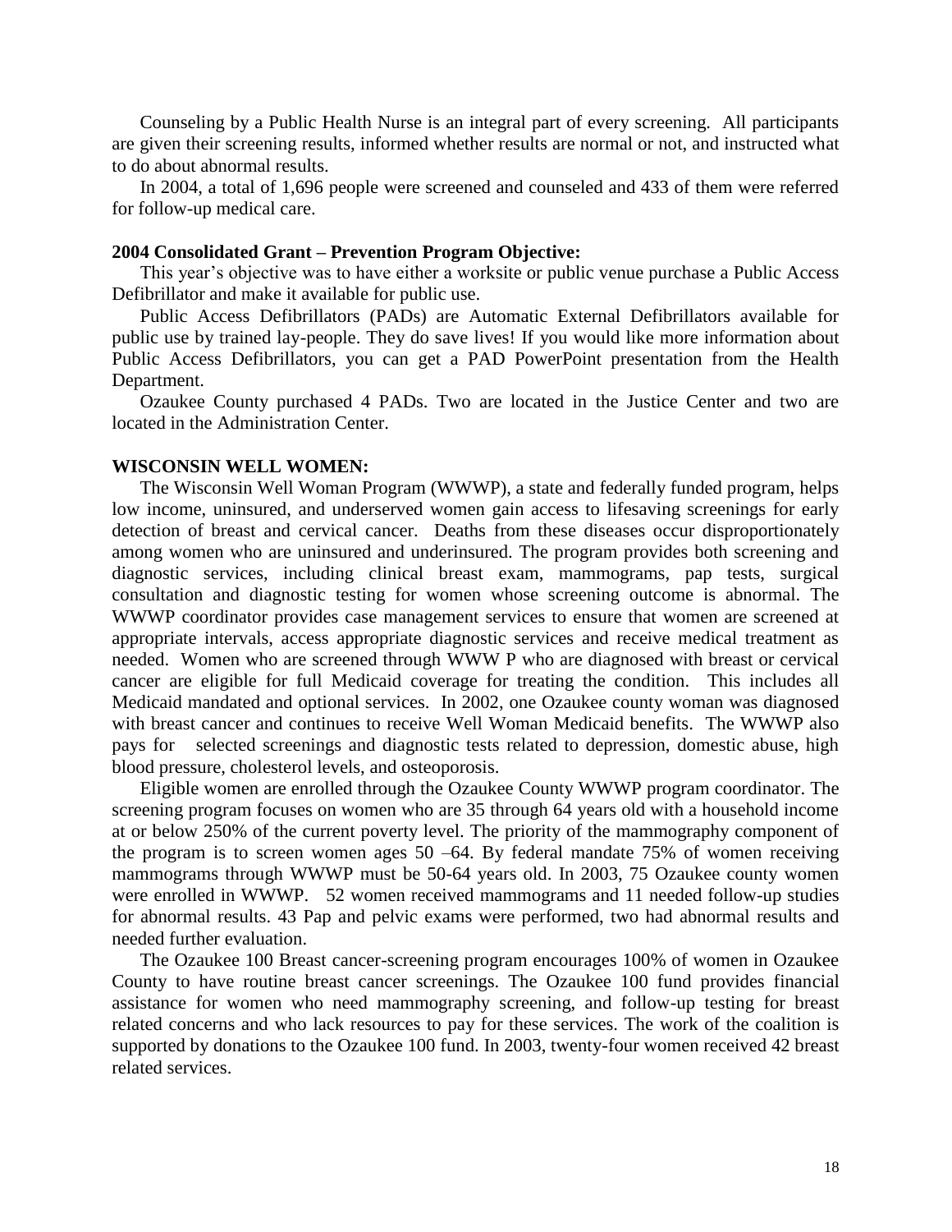Counseling by a Public Health Nurse is an integral part of every screening. All participants are given their screening results, informed whether results are normal or not, and instructed what to do about abnormal results.

In 2004, a total of 1,696 people were screened and counseled and 433 of them were referred for follow-up medical care.

**2004 Consolidated Grant – Prevention Program Objective:**

This year's objective was to have either a worksite or public venue purchase a Public Access Defibrillator and make it available for public use.

Public Access Defibrillators (PADs) are Automatic External Defibrillators available for public use by trained lay-people. They do save lives! If you would like more information about Public Access Defibrillators, you can get a PAD PowerPoint presentation from the Health Department.

Ozaukee County purchased 4 PADs. Two are located in the Justice Center and two are located in the Administration Center.

**WISCONSIN WELL WOMEN:**

The Wisconsin Well Woman Program (WWWP), a state and federally funded program, helps low income, uninsured, and underserved women gain access to lifesaving screenings for early detection of breast and cervical cancer. Deaths from these diseases occur disproportionately among women who are uninsured and underinsured. The program provides both screening and diagnostic services, including clinical breast exam, mammograms, pap tests, surgical consultation and diagnostic testing for women whose screening outcome is abnormal. The WWWP coordinator provides case management services to ensure that women are screened at appropriate intervals, access appropriate diagnostic services and receive medical treatment as needed. Women who are screened through WWW P who are diagnosed with breast or cervical cancer are eligible for full Medicaid coverage for treating the condition. This includes all Medicaid mandated and optional services. In 2002, one Ozaukee county woman was diagnosed with breast cancer and continues to receive Well Woman Medicaid benefits. The WWWP also pays for selected screenings and diagnostic tests related to depression, domestic abuse, high blood pressure, cholesterol levels, and osteoporosis.

Eligible women are enrolled through the Ozaukee County WWWP program coordinator. The screening program focuses on women who are 35 through 64 years old with a household income at or below 250% of the current poverty level. The priority of the mammography component of the program is to screen women ages 50 –64. By federal mandate 75% of women receiving mammograms through WWWP must be 50-64 years old. In 2003, 75 Ozaukee county women were enrolled in WWWP. 52 women received mammograms and 11 needed follow-up studies for abnormal results. 43 Pap and pelvic exams were performed, two had abnormal results and needed further evaluation.

The Ozaukee 100 Breast cancer-screening program encourages 100% of women in Ozaukee County to have routine breast cancer screenings. The Ozaukee 100 fund provides financial assistance for women who need mammography screening, and follow-up testing for breast related concerns and who lack resources to pay for these services. The work of the coalition is supported by donations to the Ozaukee 100 fund. In 2003, twenty-four women received 42 breast related services.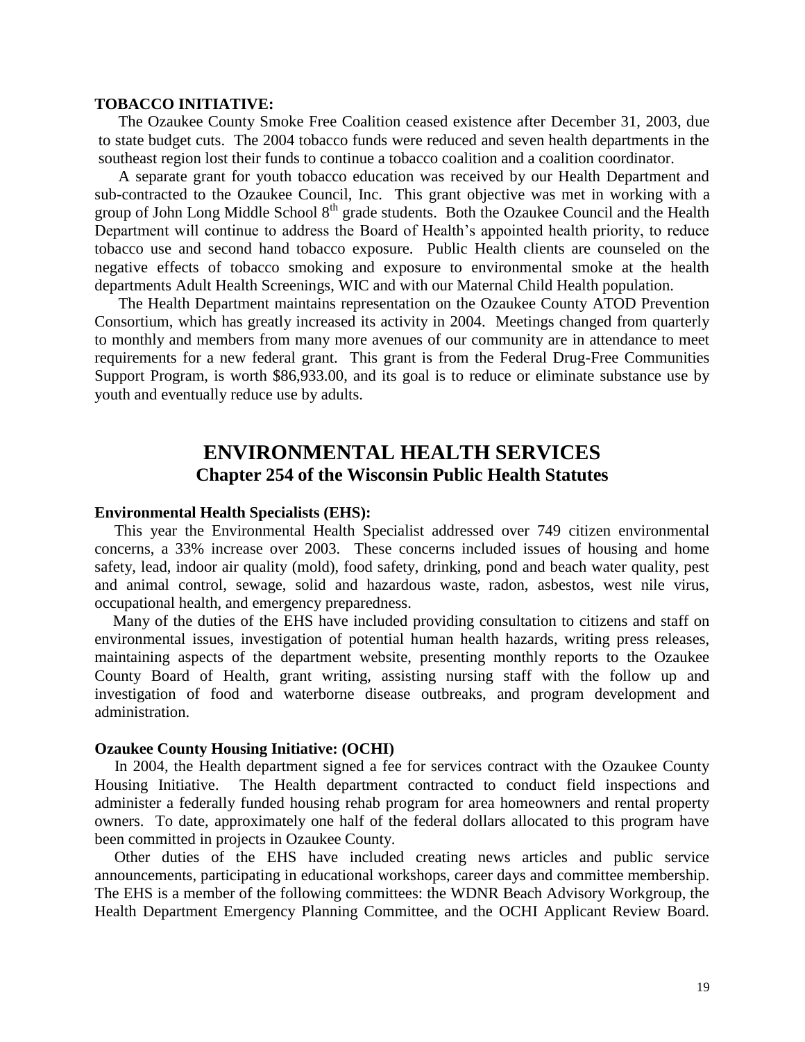**TOBACCO INITIATIVE:**

The Ozaukee County Smoke Free Coalition ceased existence after December 31, 2003, due to state budget cuts. The 2004 tobacco funds were reduced and seven health departments in the southeast region lost their funds to continue a tobacco coalition and a coalition coordinator.

A separate grant for youth tobacco education was received by our Health Department and sub-contracted to the Ozaukee Council, Inc. This grant objective was met in working with a group of John Long Middle School 8th grade students. Both the Ozaukee Council and the Health Department will continue to address the Board of Health's appointed health priority, to reduce tobacco use and second hand tobacco exposure. Public Health clients are counseled on the negative effects of tobacco smoking and exposure to environmental smoke at the health departments Adult Health Screenings, WIC and with our Maternal Child Health population.

The Health Department maintains representation on the Ozaukee County ATOD Prevention Consortium, which has greatly increased its activity in 2004. Meetings changed from quarterly to monthly and members from many more avenues of our community are in attendance to meet requirements for a new federal grant. This grant is from the Federal Drug-Free Communities Support Program, is worth $86,933.00, and its goal is to reduce or eliminate substance use by youth and eventually reduce use by adults.

# ENVIRONMENTAL HEALTH SERVICES

## Chapter 254 of the Wisconsin Public Health Statutes

**Environmental Health Specialists (EHS):**

This year the Environmental Health Specialist addressed over 749 citizen environmental concerns, a 33% increase over 2003. These concerns included issues of housing and home safety, lead, indoor air quality (mold), food safety, drinking, pond and beach water quality, pest and animal control, sewage, solid and hazardous waste, radon, asbestos, west nile virus, occupational health, and emergency preparedness.

Many of the duties of the EHS have included providing consultation to citizens and staff on environmental issues, investigation of potential human health hazards, writing press releases, maintaining aspects of the department website, presenting monthly reports to the Ozaukee County Board of Health, grant writing, assisting nursing staff with the follow up and investigation of food and waterborne disease outbreaks, and program development and administration.

**Ozaukee County Housing Initiative: (OCHI)**

In 2004, the Health department signed a fee for services contract with the Ozaukee County Housing Initiative. The Health department contracted to conduct field inspections and administer a federally funded housing rehab program for area homeowners and rental property owners. To date, approximately one half of the federal dollars allocated to this program have been committed in projects in Ozaukee County.

Other duties of the EHS have included creating news articles and public service announcements, participating in educational workshops, career days and committee membership. The EHS is a member of the following committees: the WDNR Beach Advisory Workgroup, the Health Department Emergency Planning Committee, and the OCHI Applicant Review Board.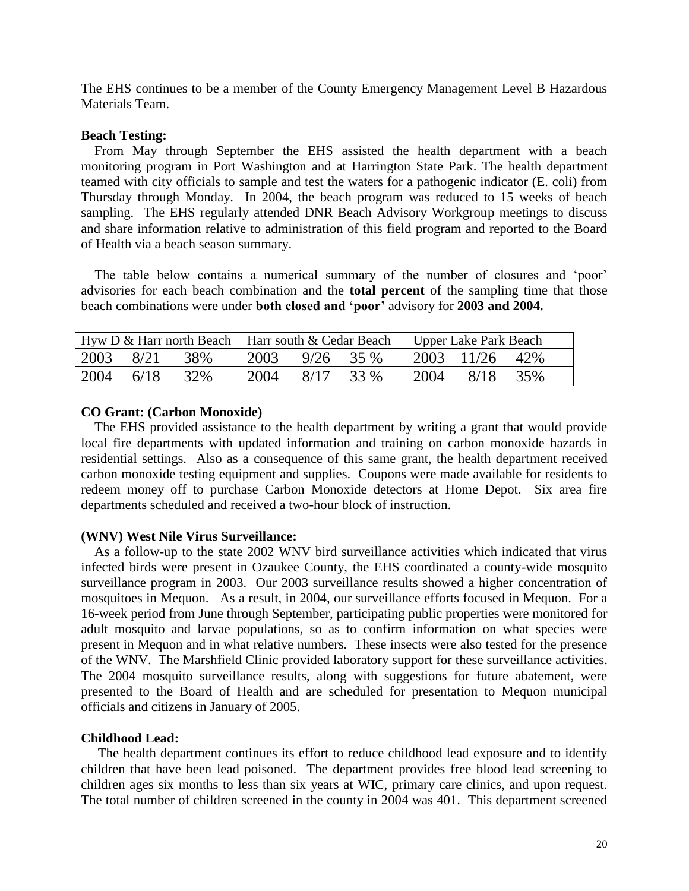The EHS continues to be a member of the County Emergency Management Level B Hazardous Materials Team.

**Beach Testing:**

From May through September the EHS assisted the health department with a beach monitoring program in Port Washington and at Harrington State Park. The health department teamed with city officials to sample and test the waters for a pathogenic indicator (E. coli) from Thursday through Monday. In 2004, the beach program was reduced to 15 weeks of beach sampling. The EHS regularly attended DNR Beach Advisory Workgroup meetings to discuss and share information relative to administration of this field program and reported to the Board of Health via a beach season summary.

The table below contains a numerical summary of the number of closures and 'poor' advisories for each beach combination and the **total percent** of the sampling time that those beach combinations were under **both closed and 'poor'** advisory for **2003 and 2004.**

| Hyw D & Harr north Beach | | | Harr south & Cedar Beach | | | Upper Lake Park Beach | | |
|---|---|---|---|---|---|---|---|---|
| 2003 | 8/21 | 38% | 2003 | 9/26 | 35 % | 2003 | 11/26 | 42% |
| 2004 | 6/18 | 32% | 2004 | 8/17 | 33 % | 2004 | 8/18 | 35% |

**CO Grant: (Carbon Monoxide)**

The EHS provided assistance to the health department by writing a grant that would provide local fire departments with updated information and training on carbon monoxide hazards in residential settings. Also as a consequence of this same grant, the health department received carbon monoxide testing equipment and supplies. Coupons were made available for residents to redeem money off to purchase Carbon Monoxide detectors at Home Depot. Six area fire departments scheduled and received a two-hour block of instruction.

**(WNV) West Nile Virus Surveillance:**

As a follow-up to the state 2002 WNV bird surveillance activities which indicated that virus infected birds were present in Ozaukee County, the EHS coordinated a county-wide mosquito surveillance program in 2003. Our 2003 surveillance results showed a higher concentration of mosquitoes in Mequon. As a result, in 2004, our surveillance efforts focused in Mequon. For a 16-week period from June through September, participating public properties were monitored for adult mosquito and larvae populations, so as to confirm information on what species were present in Mequon and in what relative numbers. These insects were also tested for the presence of the WNV. The Marshfield Clinic provided laboratory support for these surveillance activities. The 2004 mosquito surveillance results, along with suggestions for future abatement, were presented to the Board of Health and are scheduled for presentation to Mequon municipal officials and citizens in January of 2005.

**Childhood Lead:**

The health department continues its effort to reduce childhood lead exposure and to identify children that have been lead poisoned. The department provides free blood lead screening to children ages six months to less than six years at WIC, primary care clinics, and upon request. The total number of children screened in the county in 2004 was 401. This department screened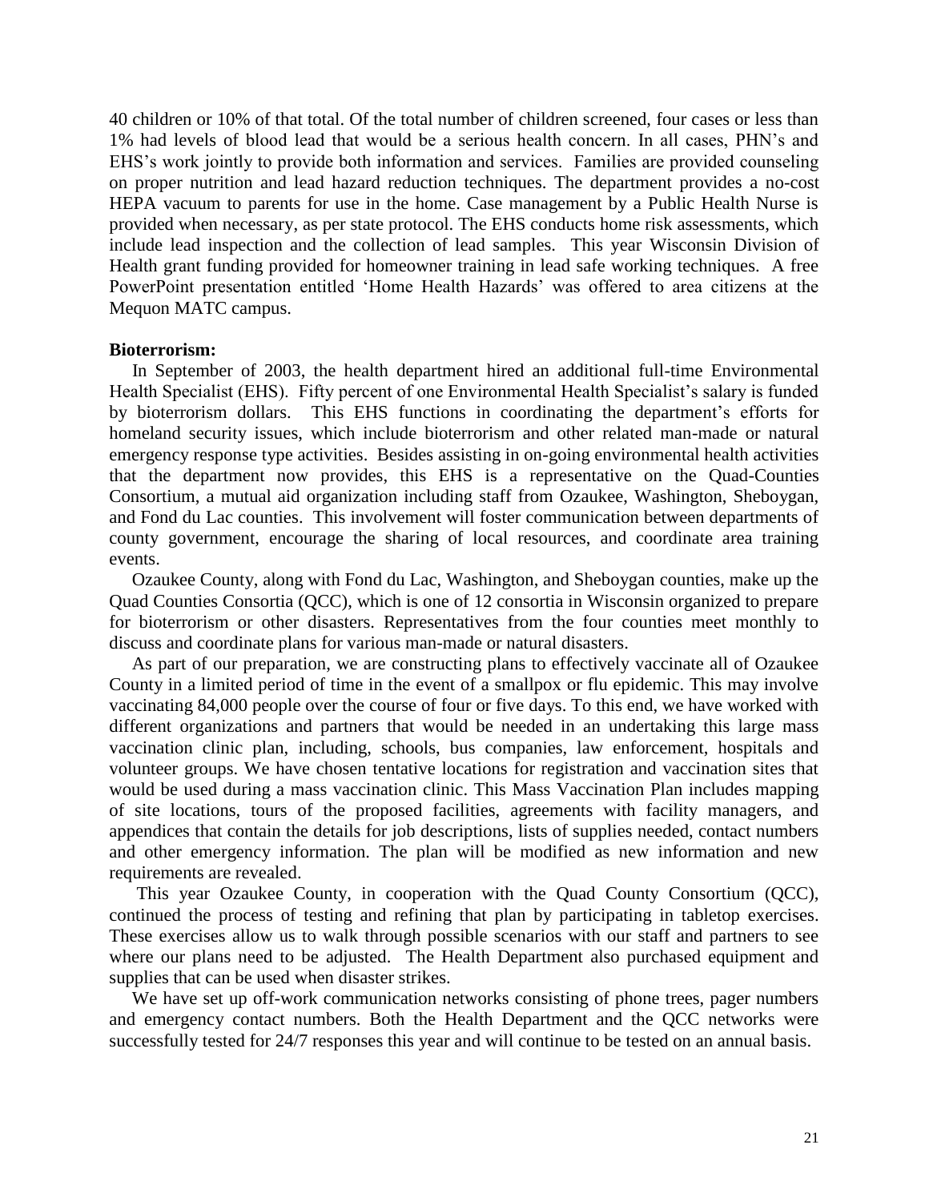40 children or 10% of that total. Of the total number of children screened, four cases or less than 1% had levels of blood lead that would be a serious health concern. In all cases, PHN's and EHS's work jointly to provide both information and services. Families are provided counseling on proper nutrition and lead hazard reduction techniques. The department provides a no-cost HEPA vacuum to parents for use in the home. Case management by a Public Health Nurse is provided when necessary, as per state protocol. The EHS conducts home risk assessments, which include lead inspection and the collection of lead samples. This year Wisconsin Division of Health grant funding provided for homeowner training in lead safe working techniques. A free PowerPoint presentation entitled 'Home Health Hazards' was offered to area citizens at the Mequon MATC campus.

**Bioterrorism:**

In September of 2003, the health department hired an additional full-time Environmental Health Specialist (EHS). Fifty percent of one Environmental Health Specialist's salary is funded by bioterrorism dollars. This EHS functions in coordinating the department's efforts for homeland security issues, which include bioterrorism and other related man-made or natural emergency response type activities. Besides assisting in on-going environmental health activities that the department now provides, this EHS is a representative on the Quad-Counties Consortium, a mutual aid organization including staff from Ozaukee, Washington, Sheboygan, and Fond du Lac counties. This involvement will foster communication between departments of county government, encourage the sharing of local resources, and coordinate area training events.

Ozaukee County, along with Fond du Lac, Washington, and Sheboygan counties, make up the Quad Counties Consortia (QCC), which is one of 12 consortia in Wisconsin organized to prepare for bioterrorism or other disasters. Representatives from the four counties meet monthly to discuss and coordinate plans for various man-made or natural disasters.

As part of our preparation, we are constructing plans to effectively vaccinate all of Ozaukee County in a limited period of time in the event of a smallpox or flu epidemic. This may involve vaccinating 84,000 people over the course of four or five days. To this end, we have worked with different organizations and partners that would be needed in an undertaking this large mass vaccination clinic plan, including, schools, bus companies, law enforcement, hospitals and volunteer groups. We have chosen tentative locations for registration and vaccination sites that would be used during a mass vaccination clinic. This Mass Vaccination Plan includes mapping of site locations, tours of the proposed facilities, agreements with facility managers, and appendices that contain the details for job descriptions, lists of supplies needed, contact numbers and other emergency information. The plan will be modified as new information and new requirements are revealed.

This year Ozaukee County, in cooperation with the Quad County Consortium (QCC), continued the process of testing and refining that plan by participating in tabletop exercises. These exercises allow us to walk through possible scenarios with our staff and partners to see where our plans need to be adjusted. The Health Department also purchased equipment and supplies that can be used when disaster strikes.

We have set up off-work communication networks consisting of phone trees, pager numbers and emergency contact numbers. Both the Health Department and the QCC networks were successfully tested for 24/7 responses this year and will continue to be tested on an annual basis.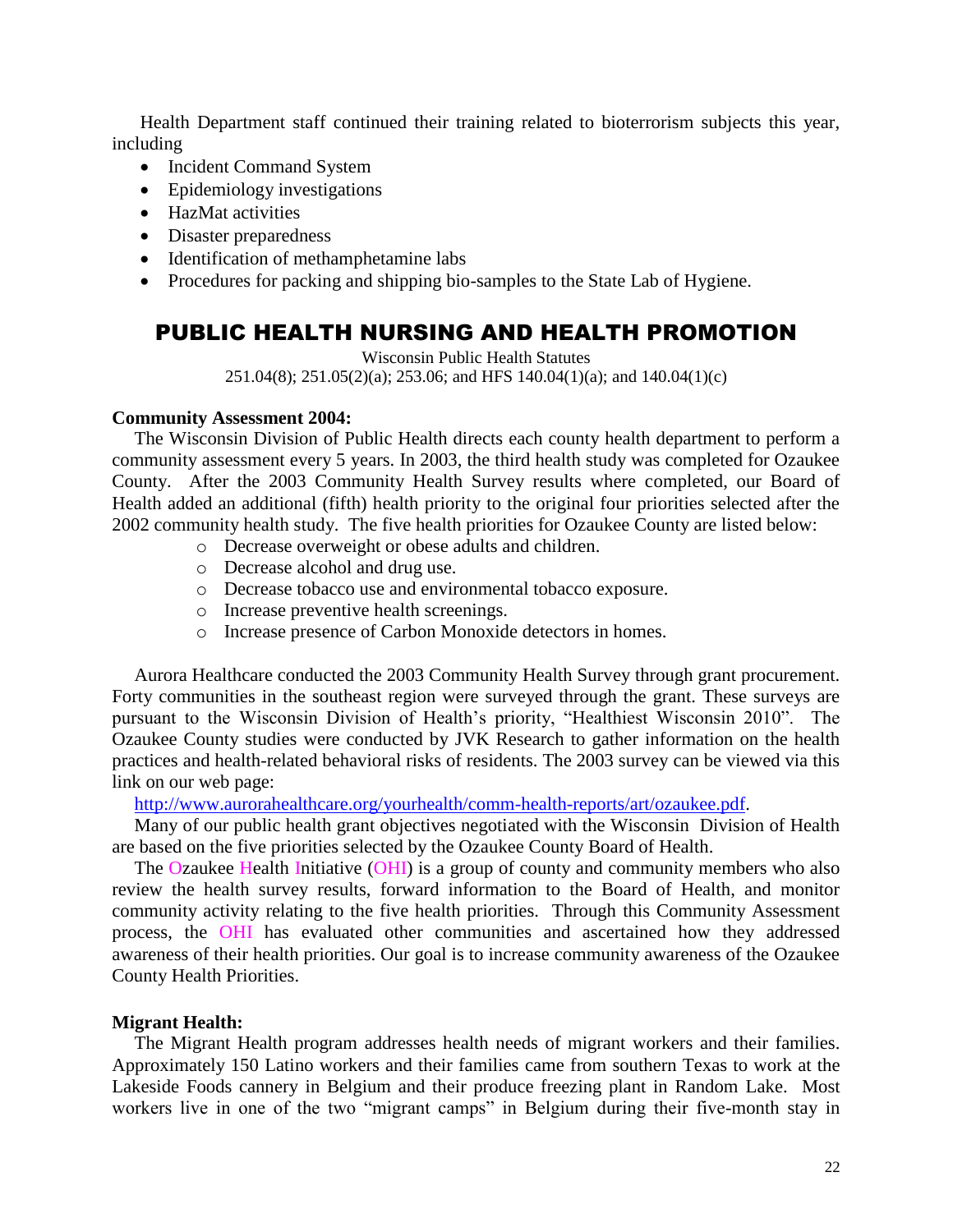Health Department staff continued their training related to bioterrorism subjects this year, including

- Incident Command System
- Epidemiology investigations
- HazMat activities
- Disaster preparedness
- Identification of methamphetamine labs
- Procedures for packing and shipping bio-samples to the State Lab of Hygiene.

## PUBLIC HEALTH NURSING AND HEALTH PROMOTION

Wisconsin Public Health Statutes
251.04(8); 251.05(2)(a); 253.06; and HFS 140.04(1)(a); and 140.04(1)(c)

**Community Assessment 2004:**

The Wisconsin Division of Public Health directs each county health department to perform a community assessment every 5 years. In 2003, the third health study was completed for Ozaukee County. After the 2003 Community Health Survey results where completed, our Board of Health added an additional (fifth) health priority to the original four priorities selected after the 2002 community health study. The five health priorities for Ozaukee County are listed below:

- Decrease overweight or obese adults and children.
- Decrease alcohol and drug use.
- Decrease tobacco use and environmental tobacco exposure.
- Increase preventive health screenings.
- Increase presence of Carbon Monoxide detectors in homes.

Aurora Healthcare conducted the 2003 Community Health Survey through grant procurement. Forty communities in the southeast region were surveyed through the grant. These surveys are pursuant to the Wisconsin Division of Health's priority, "Healthiest Wisconsin 2010". The Ozaukee County studies were conducted by JVK Research to gather information on the health practices and health-related behavioral risks of residents. The 2003 survey can be viewed via this link on our web page:

http://www.aurorahealthcare.org/yourhealth/comm-health-reports/art/ozaukee.pdf.

Many of our public health grant objectives negotiated with the Wisconsin Division of Health are based on the five priorities selected by the Ozaukee County Board of Health.

The Ozaukee Health Initiative (OHI) is a group of county and community members who also review the health survey results, forward information to the Board of Health, and monitor community activity relating to the five health priorities. Through this Community Assessment process, the OHI has evaluated other communities and ascertained how they addressed awareness of their health priorities. Our goal is to increase community awareness of the Ozaukee County Health Priorities.

**Migrant Health:**

The Migrant Health program addresses health needs of migrant workers and their families. Approximately 150 Latino workers and their families came from southern Texas to work at the Lakeside Foods cannery in Belgium and their produce freezing plant in Random Lake. Most workers live in one of the two "migrant camps" in Belgium during their five-month stay in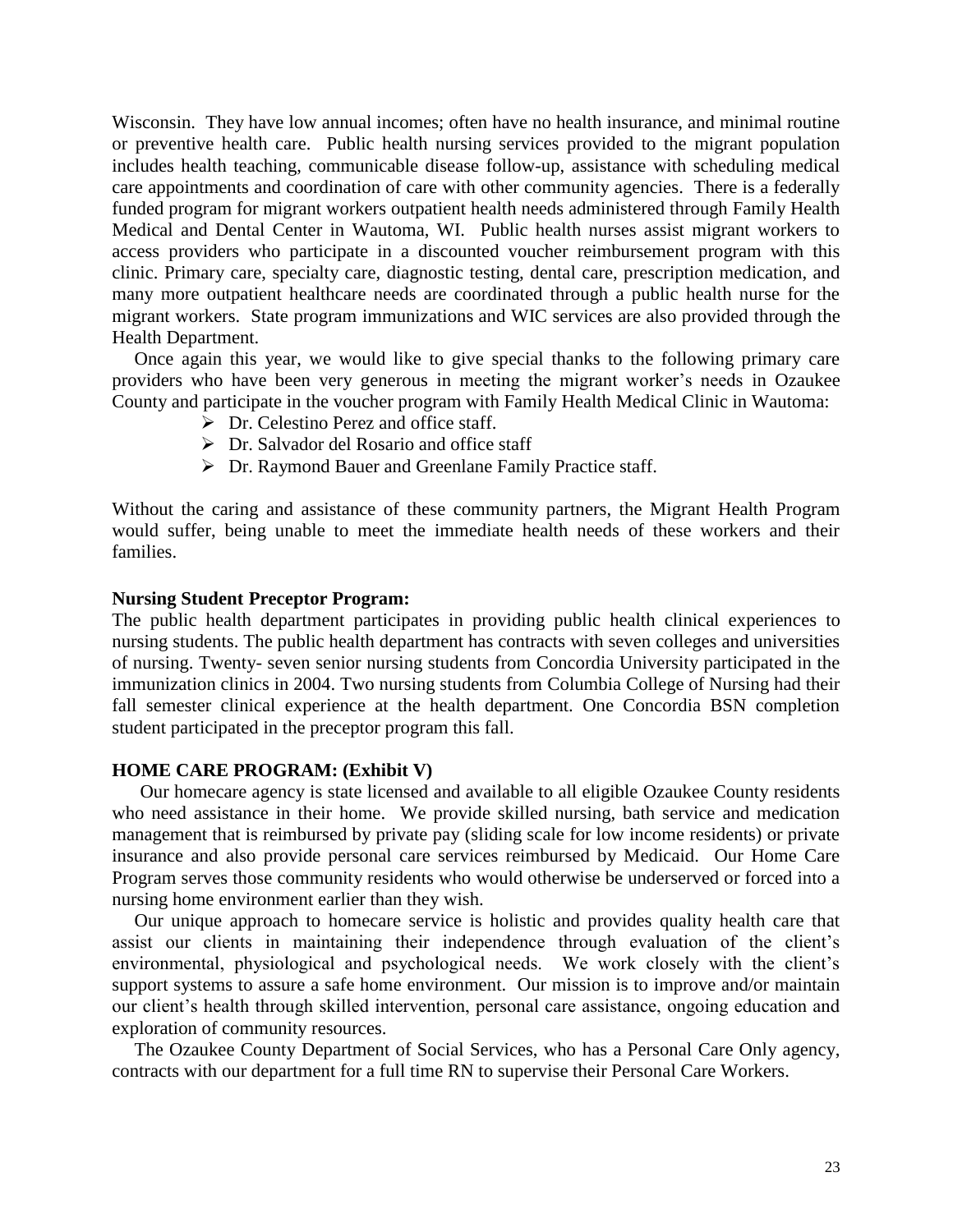Wisconsin. They have low annual incomes; often have no health insurance, and minimal routine or preventive health care. Public health nursing services provided to the migrant population includes health teaching, communicable disease follow-up, assistance with scheduling medical care appointments and coordination of care with other community agencies. There is a federally funded program for migrant workers outpatient health needs administered through Family Health Medical and Dental Center in Wautoma, WI. Public health nurses assist migrant workers to access providers who participate in a discounted voucher reimbursement program with this clinic. Primary care, specialty care, diagnostic testing, dental care, prescription medication, and many more outpatient healthcare needs are coordinated through a public health nurse for the migrant workers. State program immunizations and WIC services are also provided through the Health Department.

Once again this year, we would like to give special thanks to the following primary care providers who have been very generous in meeting the migrant worker's needs in Ozaukee County and participate in the voucher program with Family Health Medical Clinic in Wautoma:

- Dr. Celestino Perez and office staff.
- Dr. Salvador del Rosario and office staff
- Dr. Raymond Bauer and Greenlane Family Practice staff.

Without the caring and assistance of these community partners, the Migrant Health Program would suffer, being unable to meet the immediate health needs of these workers and their families.

**Nursing Student Preceptor Program:**

The public health department participates in providing public health clinical experiences to nursing students. The public health department has contracts with seven colleges and universities of nursing. Twenty- seven senior nursing students from Concordia University participated in the immunization clinics in 2004. Two nursing students from Columbia College of Nursing had their fall semester clinical experience at the health department. One Concordia BSN completion student participated in the preceptor program this fall.

**HOME CARE PROGRAM: (Exhibit V)**

Our homecare agency is state licensed and available to all eligible Ozaukee County residents who need assistance in their home. We provide skilled nursing, bath service and medication management that is reimbursed by private pay (sliding scale for low income residents) or private insurance and also provide personal care services reimbursed by Medicaid. Our Home Care Program serves those community residents who would otherwise be underserved or forced into a nursing home environment earlier than they wish.

Our unique approach to homecare service is holistic and provides quality health care that assist our clients in maintaining their independence through evaluation of the client's environmental, physiological and psychological needs. We work closely with the client's support systems to assure a safe home environment. Our mission is to improve and/or maintain our client's health through skilled intervention, personal care assistance, ongoing education and exploration of community resources.

The Ozaukee County Department of Social Services, who has a Personal Care Only agency, contracts with our department for a full time RN to supervise their Personal Care Workers.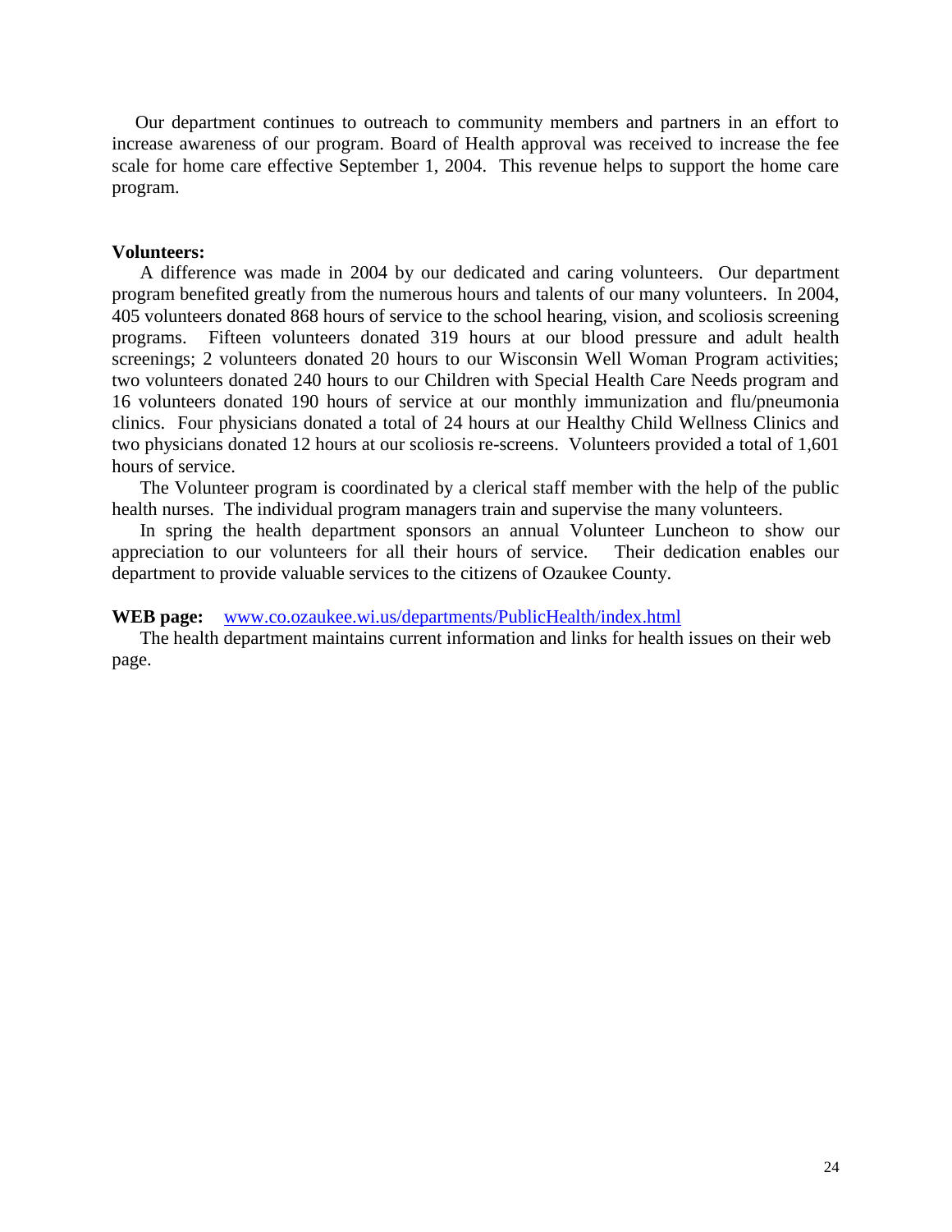Our department continues to outreach to community members and partners in an effort to increase awareness of our program. Board of Health approval was received to increase the fee scale for home care effective September 1, 2004. This revenue helps to support the home care program.

**Volunteers:**

A difference was made in 2004 by our dedicated and caring volunteers. Our department program benefited greatly from the numerous hours and talents of our many volunteers. In 2004, 405 volunteers donated 868 hours of service to the school hearing, vision, and scoliosis screening programs. Fifteen volunteers donated 319 hours at our blood pressure and adult health screenings; 2 volunteers donated 20 hours to our Wisconsin Well Woman Program activities; two volunteers donated 240 hours to our Children with Special Health Care Needs program and 16 volunteers donated 190 hours of service at our monthly immunization and flu/pneumonia clinics. Four physicians donated a total of 24 hours at our Healthy Child Wellness Clinics and two physicians donated 12 hours at our scoliosis re-screens. Volunteers provided a total of 1,601 hours of service.

The Volunteer program is coordinated by a clerical staff member with the help of the public health nurses. The individual program managers train and supervise the many volunteers.

In spring the health department sponsors an annual Volunteer Luncheon to show our appreciation to our volunteers for all their hours of service. Their dedication enables our department to provide valuable services to the citizens of Ozaukee County.

**WEB page:** [www.co.ozaukee.wi.us/departments/PublicHealth/index.html](www.co.ozaukee.wi.us/departments/PublicHealth/index.html)

The health department maintains current information and links for health issues on their web page.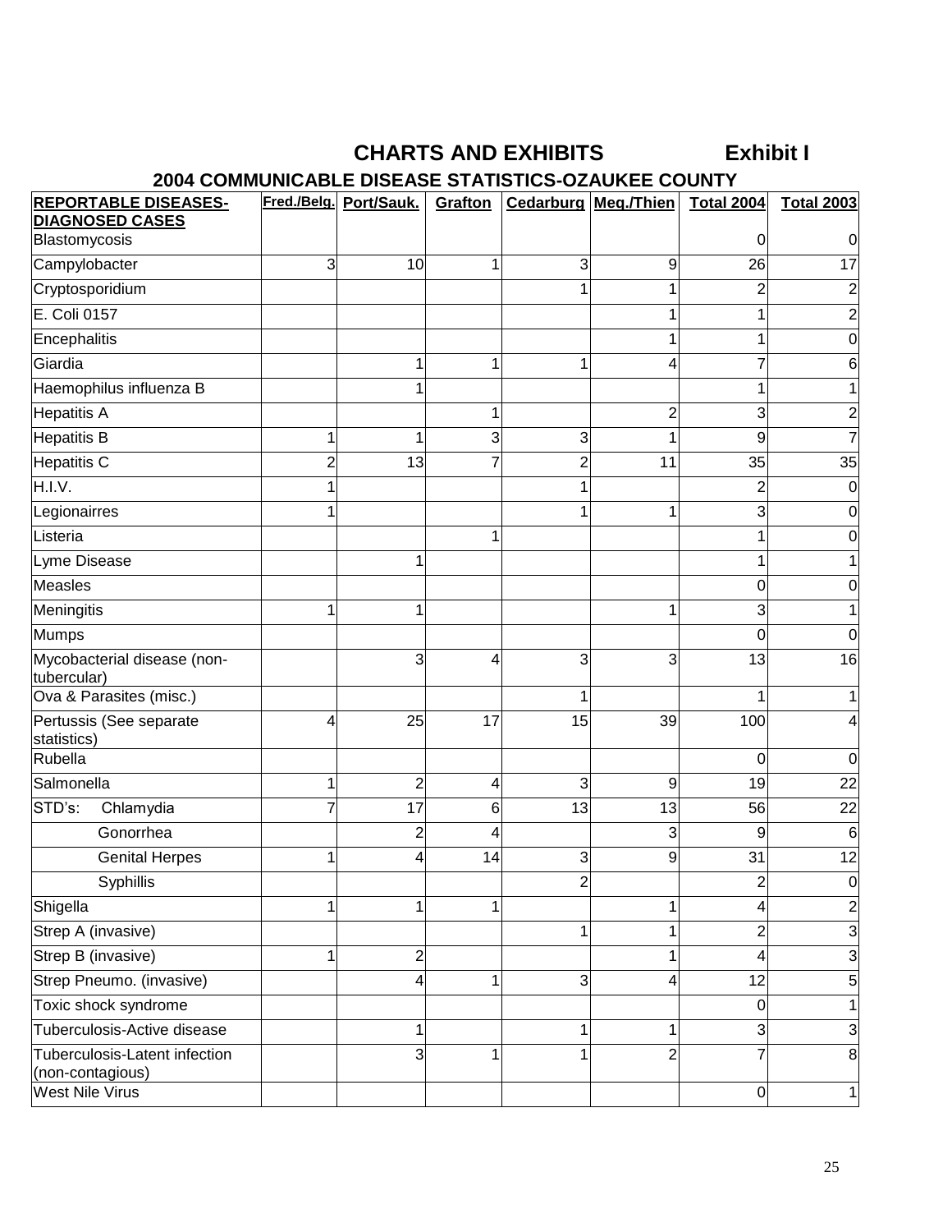# CHARTS AND EXHIBITS Exhibit I

## 2004 COMMUNICABLE DISEASE STATISTICS-OZAUKEE COUNTY

| REPORTABLE DISEASES-DIAGNOSED CASES | Fred./Belg. | Port/Sauk. | Grafton | Cedarburg | Meq./Thien | Total 2004 | Total 2003 |
|---|---|---|---|---|---|---|---|
| Blastomycosis | | | | | | 0 | 0 |
| Campylobacter | 3 | 10 | 1 | 3 | 9 | 26 | 17 |
| Cryptosporidium | | | | 1 | 1 | 2 | 2 |
| E. Coli 0157 | | | | | 1 | 1 | 2 |
| Encephalitis | | | | | 1 | 1 | 0 |
| Giardia | | 1 | 1 | 1 | 4 | 7 | 6 |
| Haemophilus influenza B | | 1 | | | | 1 | 1 |
| Hepatitis A | | | 1 | | 2 | 3 | 2 |
| Hepatitis B | 1 | 1 | 3 | 3 | 1 | 9 | 7 |
| Hepatitis C | 2 | 13 | 7 | 2 | 11 | 35 | 35 |
| H.I.V. | 1 | | | 1 | | 2 | 0 |
| Legionairres | 1 | | | 1 | 1 | 3 | 0 |
| Listeria | | | 1 | | | 1 | 0 |
| Lyme Disease | | 1 | | | | 1 | 1 |
| Measles | | | | | | 0 | 0 |
| Meningitis | 1 | 1 | | | 1 | 3 | 1 |
| Mumps | | | | | | 0 | 0 |
| Mycobacterial disease (non-tubercular) | | 3 | 4 | 3 | 3 | 13 | 16 |
| Ova & Parasites (misc.) | | | | 1 | | 1 | 1 |
| Pertussis (See separate statistics) | 4 | 25 | 17 | 15 | 39 | 100 | 4 |
| Rubella | | | | | | 0 | 0 |
| Salmonella | 1 | 2 | 4 | 3 | 9 | 19 | 22 |
| STD's: Chlamydia | 7 | 17 | 6 | 13 | 13 | 56 | 22 |
| Gonorrhea | | 2 | 4 | | 3 | 9 | 6 |
| Genital Herpes | 1 | 4 | 14 | 3 | 9 | 31 | 12 |
| Syphillis | | | | 2 | | 2 | 0 |
| Shigella | 1 | 1 | 1 | | 1 | 4 | 2 |
| Strep A (invasive) | | | | 1 | 1 | 2 | 3 |
| Strep B (invasive) | 1 | 2 | | | 1 | 4 | 3 |
| Strep Pneumo. (invasive) | | 4 | 1 | 3 | 4 | 12 | 5 |
| Toxic shock syndrome | | | | | | 0 | 1 |
| Tuberculosis-Active disease | | 1 | | 1 | 1 | 3 | 3 |
| Tuberculosis-Latent infection (non-contagious) | | 3 | 1 | 1 | 2 | 7 | 8 |
| West Nile Virus | | | | | | 0 | 1 |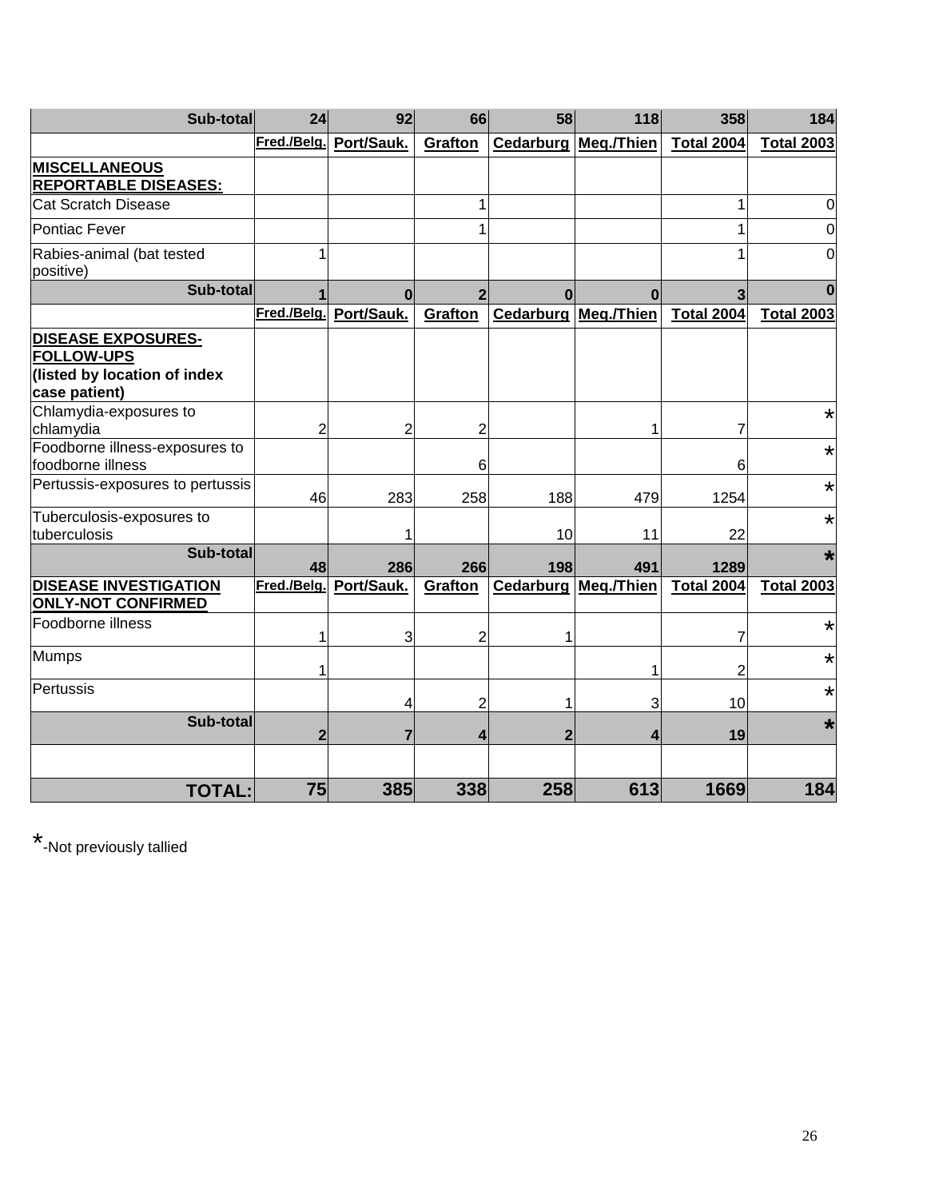| Sub-total | 24 | 92 | 66 | 58 | 118 | 358 | 184 |
|---|---|---|---|---|---|---|---|
| | Fred./Belg. | Port/Sauk. | Grafton | Cedarburg | Meq./Thien | Total 2004 | Total 2003 |
| **MISCELLANEOUS REPORTABLE DISEASES:** | | | | | | | |
| Cat Scratch Disease | | | 1 | | | 1 | 0 |
| Pontiac Fever | | | 1 | | | 1 | 0 |
| Rabies-animal (bat tested positive) | 1 | | | | | 1 | 0 |
| **Sub-total** | **1** | **0** | **2** | **0** | **0** | **3** | **0** |
| | Fred./Belg. | Port/Sauk. | Grafton | Cedarburg | Meq./Thien | Total 2004 | Total 2003 |
| **DISEASE EXPOSURES-FOLLOW-UPS (listed by location of index case patient)** | | | | | | | |
| Chlamydia-exposures to chlamydia | 2 | 2 | 2 | | 1 | 7 | * |
| Foodborne illness-exposures to foodborne illness | | | 6 | | | 6 | * |
| Pertussis-exposures to pertussis | 46 | 283 | 258 | 188 | 479 | 1254 | * |
| Tuberculosis-exposures to tuberculosis | | 1 | | 10 | 11 | 22 | * |
| **Sub-total** | **48** | **286** | **266** | **198** | **491** | **1289** | **\*** |
| **DISEASE INVESTIGATION ONLY-NOT CONFIRMED** | Fred./Belg. | Port/Sauk. | Grafton | Cedarburg | Meq./Thien | Total 2004 | Total 2003 |
| Foodborne illness | 1 | 3 | 2 | 1 | | 7 | * |
| Mumps | 1 | | | | 1 | 2 | * |
| Pertussis | | 4 | 2 | 1 | 3 | 10 | * |
| **Sub-total** | **2** | **7** | **4** | **2** | **4** | **19** | **\*** |
| | | | | | | | |
| **TOTAL:** | **75** | **385** | **338** | **258** | **613** | **1669** | **184** |

*-Not previously tallied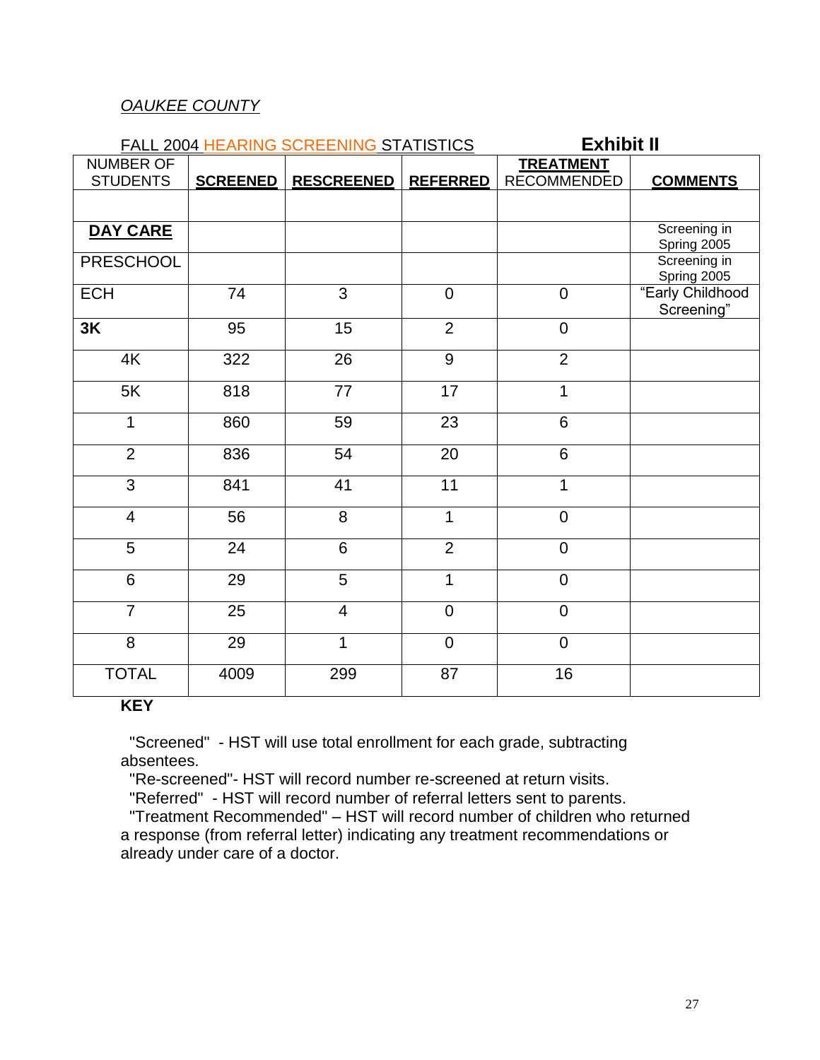*OAUKEE COUNTY*

FALL 2004 HEARING SCREENING STATISTICS **Exhibit II**

| NUMBER OF STUDENTS | **SCREENED** | **RESCREENED** | **REFERRED** | **TREATMENT** RECOMMENDED | **COMMENTS** |
|---|---|---|---|---|---|
| | | | | | |
| **DAY CARE** | | | | | Screening in Spring 2005 |
| PRESCHOOL | | | | | Screening in Spring 2005 |
| ECH | 74 | 3 | 0 | 0 | "Early Childhood Screening" |
| **3K** | 95 | 15 | 2 | 0 | |
| 4K | 322 | 26 | 9 | 2 | |
| 5K | 818 | 77 | 17 | 1 | |
| 1 | 860 | 59 | 23 | 6 | |
| 2 | 836 | 54 | 20 | 6 | |
| 3 | 841 | 41 | 11 | 1 | |
| 4 | 56 | 8 | 1 | 0 | |
| 5 | 24 | 6 | 2 | 0 | |
| 6 | 29 | 5 | 1 | 0 | |
| 7 | 25 | 4 | 0 | 0 | |
| 8 | 29 | 1 | 0 | 0 | |
| TOTAL | 4009 | 299 | 87 | 16 | |

**KEY**

"Screened" - HST will use total enrollment for each grade, subtracting absentees.

"Re-screened"- HST will record number re-screened at return visits.

"Referred" - HST will record number of referral letters sent to parents.

"Treatment Recommended" – HST will record number of children who returned a response (from referral letter) indicating any treatment recommendations or already under care of a doctor.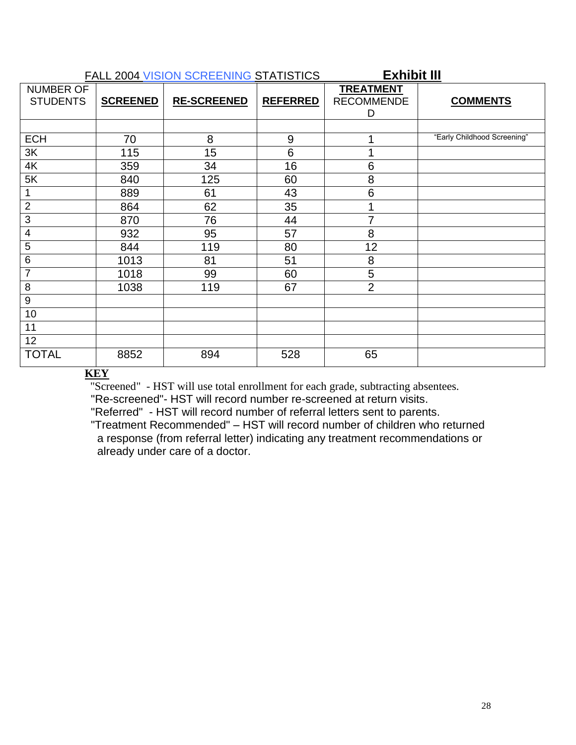FALL 2004 VISION SCREENING STATISTICS **Exhibit III**

| NUMBER OF STUDENTS | **SCREENED** | **RE-SCREENED** | **REFERRED** | **TREATMENT** RECOMMENDED | **COMMENTS** |
|---|---|---|---|---|---|
| | | | | | |
| ECH | 70 | 8 | 9 | 1 | "Early Childhood Screening" |
| 3K | 115 | 15 | 6 | 1 | |
| 4K | 359 | 34 | 16 | 6 | |
| 5K | 840 | 125 | 60 | 8 | |
| 1 | 889 | 61 | 43 | 6 | |
| 2 | 864 | 62 | 35 | 1 | |
| 3 | 870 | 76 | 44 | 7 | |
| 4 | 932 | 95 | 57 | 8 | |
| 5 | 844 | 119 | 80 | 12 | |
| 6 | 1013 | 81 | 51 | 8 | |
| 7 | 1018 | 99 | 60 | 5 | |
| 8 | 1038 | 119 | 67 | 2 | |
| 9 | | | | | |
| 10 | | | | | |
| 11 | | | | | |
| 12 | | | | | |
| TOTAL | 8852 | 894 | 528 | 65 | |

**KEY**

"Screened" - HST will use total enrollment for each grade, subtracting absentees.

"Re-screened"- HST will record number re-screened at return visits.

"Referred" - HST will record number of referral letters sent to parents.

"Treatment Recommended" – HST will record number of children who returned a response (from referral letter) indicating any treatment recommendations or already under care of a doctor.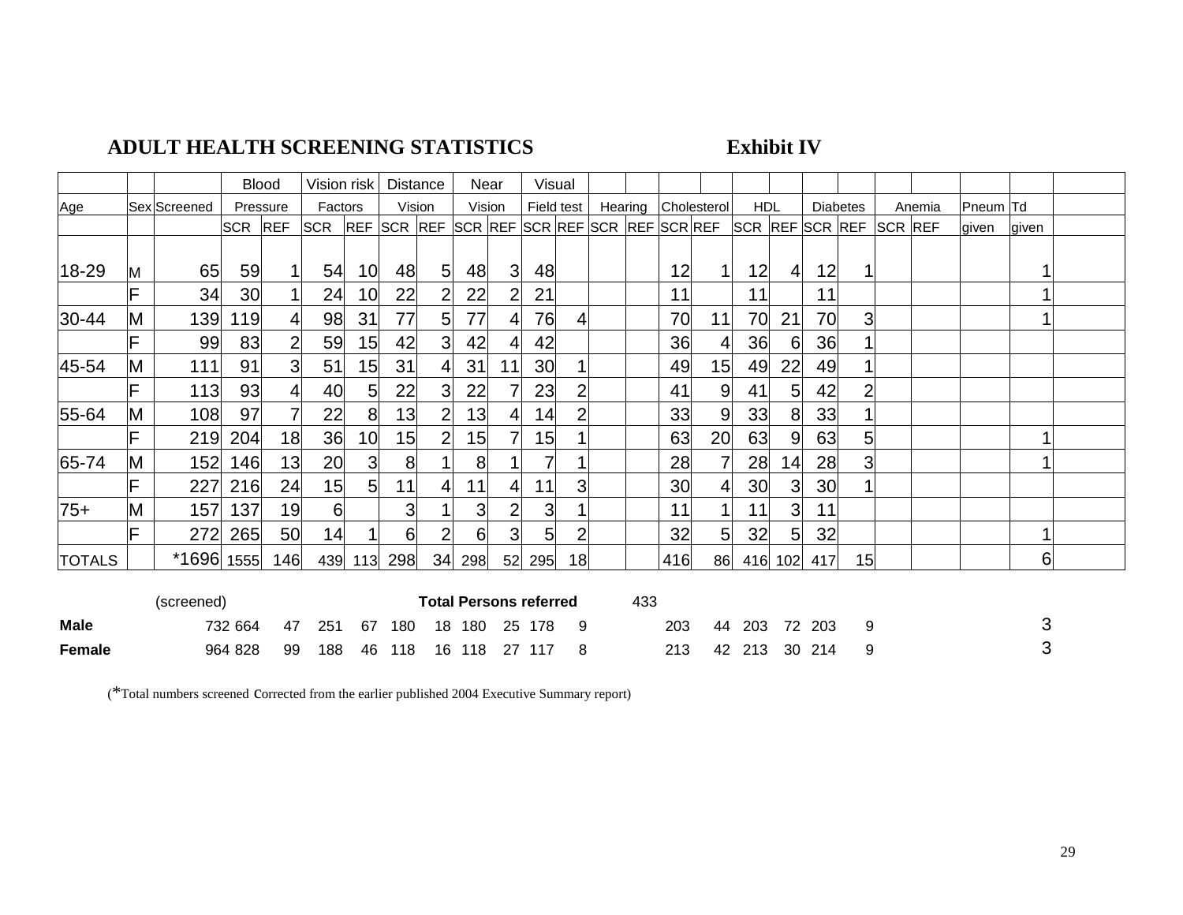# ADULT HEALTH SCREENING STATISTICS

**Exhibit IV**

| Age | Sex | Screened | Blood Pressure | | Vision risk Factors | | Distance Vision | | Near Vision | | Visual Field test | | Hearing | | Cholesterol | | HDL | | Diabetes | | Anemia | | Pneum | Td |
|---|---|---|---|---|---|---|---|---|---|---|---|---|---|---|---|---|---|---|---|---|---|---|---|---|
| | | | SCR | REF | SCR | REF | SCR | REF | SCR | REF | SCR | REF | SCR | REF | SCR | REF | SCR | REF | SCR | REF | SCR | REF | given | given |
| 18-29 | M | 65 | 59 | 1 | 54 | 10 | 48 | 5 | 48 | 3 | 48 | | | | 12 | 1 | 12 | 4 | 12 | 1 | | | | 1 |
| | F | 34 | 30 | 1 | 24 | 10 | 22 | 2 | 22 | 2 | 21 | | | | 11 | | 11 | | 11 | | | | | 1 |
| 30-44 | M | 139 | 119 | 4 | 98 | 31 | 77 | 5 | 77 | 4 | 76 | 4 | | | 70 | 11 | 70 | 21 | 70 | 3 | | | | 1 |
| | F | 99 | 83 | 2 | 59 | 15 | 42 | 3 | 42 | 4 | 42 | | | | 36 | 4 | 36 | 6 | 36 | 1 | | | | |
| 45-54 | M | 111 | 91 | 3 | 51 | 15 | 31 | 4 | 31 | 11 | 30 | 1 | | | 49 | 15 | 49 | 22 | 49 | 1 | | | | |
| | F | 113 | 93 | 4 | 40 | 5 | 22 | 3 | 22 | 7 | 23 | 2 | | | 41 | 9 | 41 | 5 | 42 | 2 | | | | |
| 55-64 | M | 108 | 97 | 7 | 22 | 8 | 13 | 2 | 13 | 4 | 14 | 2 | | | 33 | 9 | 33 | 8 | 33 | 1 | | | | |
| | F | 219 | 204 | 18 | 36 | 10 | 15 | 2 | 15 | 7 | 15 | 1 | | | 63 | 20 | 63 | 9 | 63 | 5 | | | | 1 |
| 65-74 | M | 152 | 146 | 13 | 20 | 3 | 8 | 1 | 8 | 1 | 7 | 1 | | | 28 | 7 | 28 | 14 | 28 | 3 | | | | 1 |
| | F | 227 | 216 | 24 | 15 | 5 | 11 | 4 | 11 | 4 | 11 | 3 | | | 30 | 4 | 30 | 3 | 30 | 1 | | | | |
| 75+ | M | 157 | 137 | 19 | 6 | | 3 | 1 | 3 | 2 | 3 | 1 | | | 11 | 1 | 11 | 3 | 11 | | | | | |
| | F | 272 | 265 | 50 | 14 | 1 | 6 | 2 | 6 | 3 | 5 | 2 | | | 32 | 5 | 32 | 5 | 32 | | | | | 1 |
| TOTALS | | *1696 | 1555 | 146 | 439 | 113 | 298 | 34 | 298 | 52 | 295 | 18 | | | 416 | 86 | 416 | 102 | 417 | 15 | | | | 6 |

| | (screened) | | | | | | | | | | | **Total Persons referred** | 433 | | | | | | | | | |
|---|---|---|---|---|---|---|---|---|---|---|---|---|---|---|---|---|---|---|---|---|---|---|
| **Male** | 732 | 664 | 47 | 251 | 67 | 180 | 18 | 180 | 25 | 178 | 9 | | | 203 | 44 | 203 | 72 | 203 | 9 | | | 3 |
| **Female** | 964 | 828 | 99 | 188 | 46 | 118 | 16 | 118 | 27 | 117 | 8 | | | 213 | 42 | 213 | 30 | 214 | 9 | | | 3 |

(*Total numbers screened corrected from the earlier published 2004 Executive Summary report)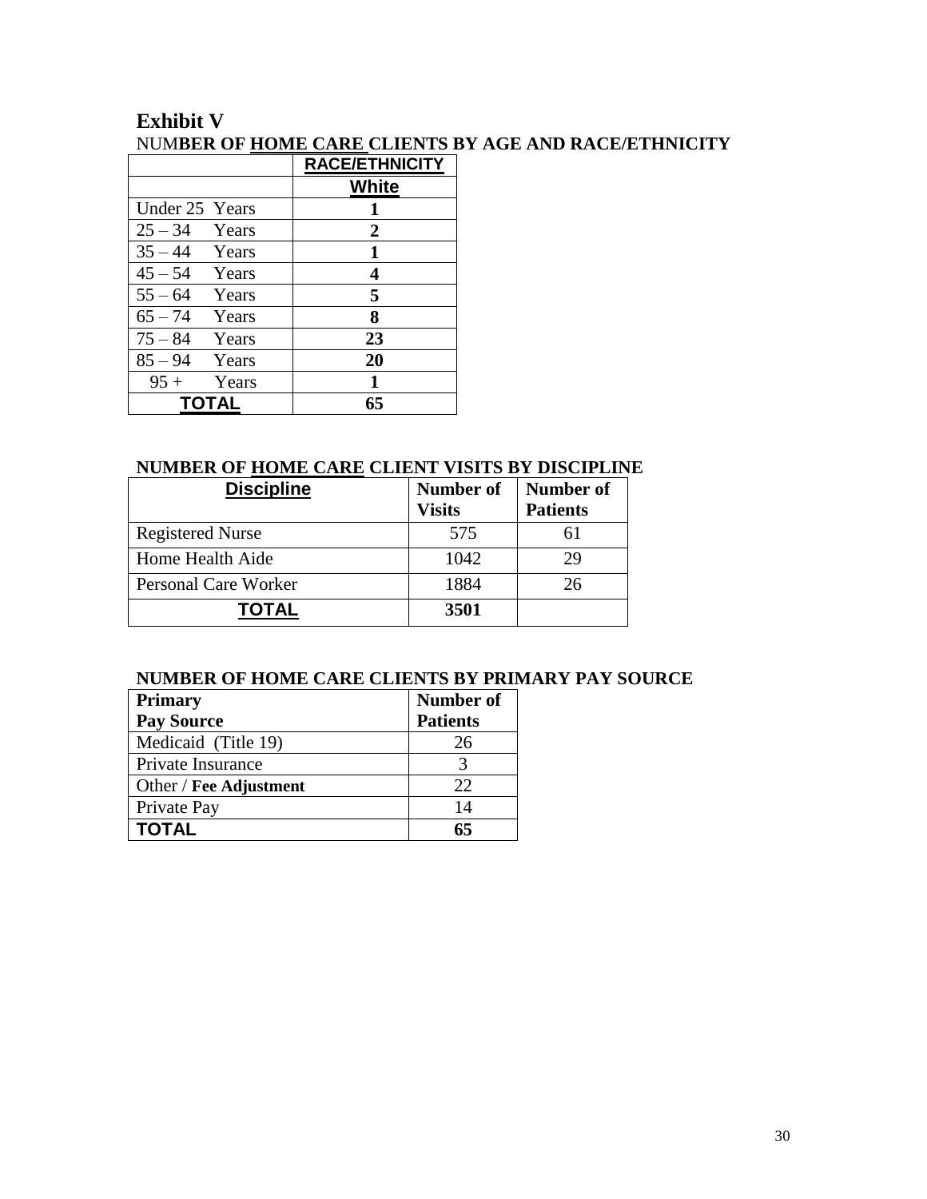## Exhibit V

**NUMBER OF HOME CARE CLIENTS BY AGE AND RACE/ETHNICITY**

| | RACE/ETHNICITY |
|---|---|
| | **White** |
| Under 25 Years | **1** |
| 25 – 34 Years | **2** |
| 35 – 44 Years | **1** |
| 45 – 54 Years | **4** |
| 55 – 64 Years | **5** |
| 65 – 74 Years | **8** |
| 75 – 84 Years | **23** |
| 85 – 94 Years | **20** |
| 95 + Years | **1** |
| **TOTAL** | **65** |

**NUMBER OF HOME CARE CLIENT VISITS BY DISCIPLINE**

| Discipline | Number of Visits | Number of Patients |
|---|---|---|
| Registered Nurse | 575 | 61 |
| Home Health Aide | 1042 | 29 |
| Personal Care Worker | 1884 | 26 |
| **TOTAL** | **3501** | |

**NUMBER OF HOME CARE CLIENTS BY PRIMARY PAY SOURCE**

| Primary Pay Source | Number of Patients |
|---|---|
| Medicaid (Title 19) | 26 |
| Private Insurance | 3 |
| Other / **Fee Adjustment** | 22 |
| Private Pay | 14 |
| **TOTAL** | **65** |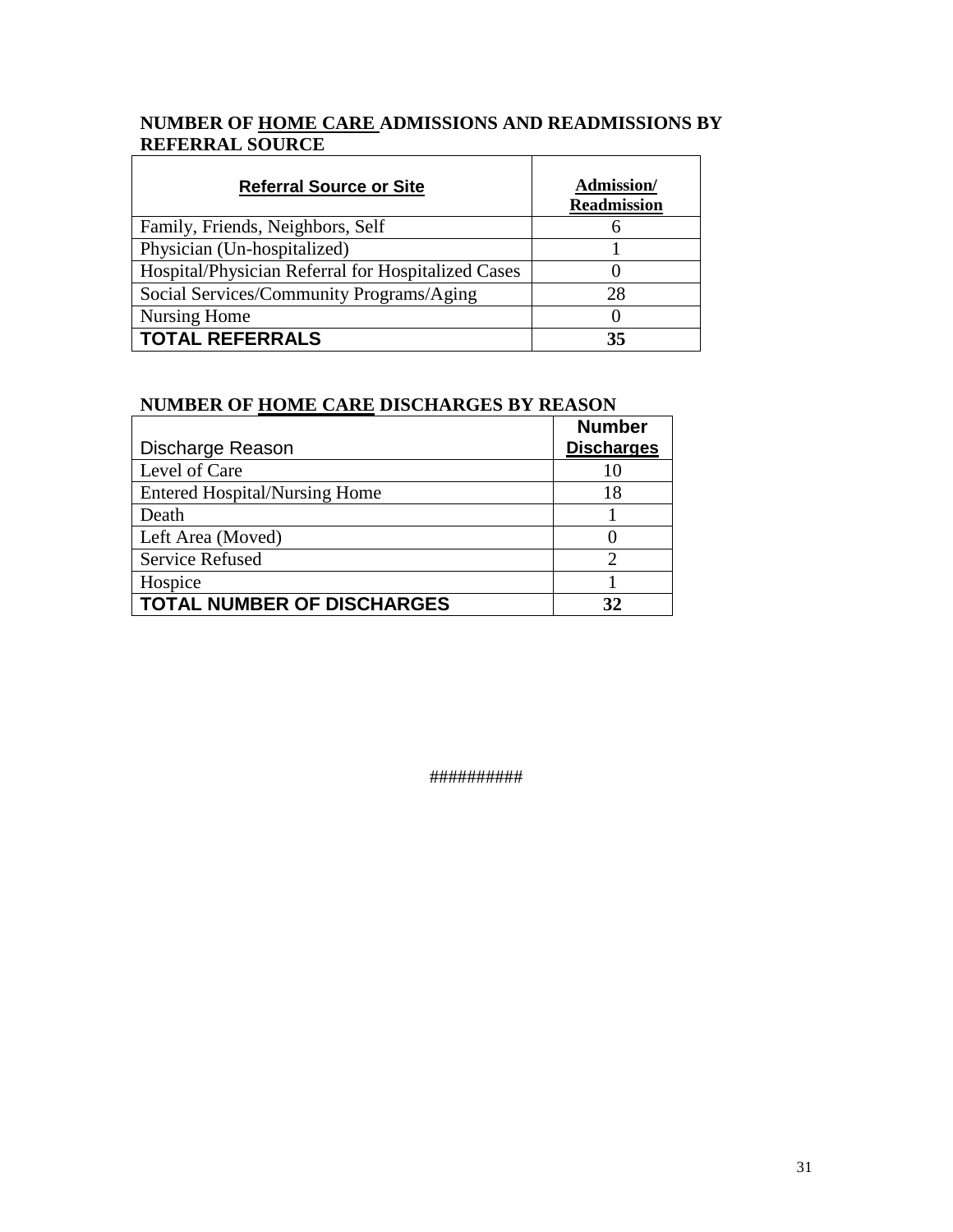**NUMBER OF HOME CARE ADMISSIONS AND READMISSIONS BY REFERRAL SOURCE**

| Referral Source or Site | Admission/ Readmission |
|---|---|
| Family, Friends, Neighbors, Self | 6 |
| Physician (Un-hospitalized) | 1 |
| Hospital/Physician Referral for Hospitalized Cases | 0 |
| Social Services/Community Programs/Aging | 28 |
| Nursing Home | 0 |
| **TOTAL REFERRALS** | **35** |

**NUMBER OF HOME CARE DISCHARGES BY REASON**

| Discharge Reason | Number Discharges |
|---|---|
| Level of Care | 10 |
| Entered Hospital/Nursing Home | 18 |
| Death | 1 |
| Left Area (Moved) | 0 |
| Service Refused | 2 |
| Hospice | 1 |
| **TOTAL NUMBER OF DISCHARGES** | **32** |

##########